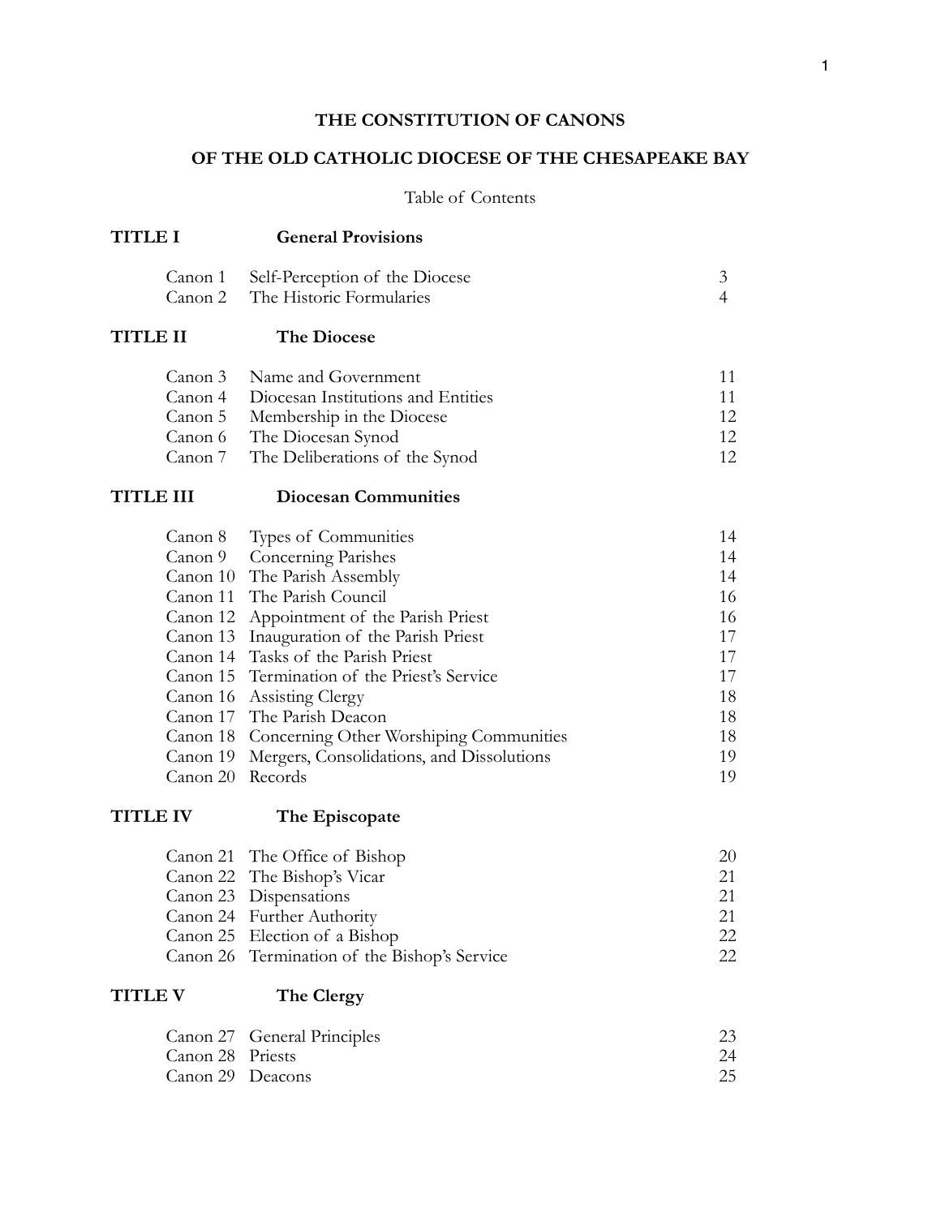# THE CONSTITUTION OF CANONS

## OF THE OLD CATHOLIC DIOCESE OF THE CHESAPEAKE BAY

Table of Contents

**TITLE I** **General Provisions**

| | | |
|---|---|---|
| Canon 1 | Self-Perception of the Diocese | 3 |
| Canon 2 | The Historic Formularies | 4 |

**TITLE II** **The Diocese**

| | | |
|---|---|---|
| Canon 3 | Name and Government | 11 |
| Canon 4 | Diocesan Institutions and Entities | 11 |
| Canon 5 | Membership in the Diocese | 12 |
| Canon 6 | The Diocesan Synod | 12 |
| Canon 7 | The Deliberations of the Synod | 12 |

**TITLE III** **Diocesan Communities**

| | | |
|---|---|---|
| Canon 8 | Types of Communities | 14 |
| Canon 9 | Concerning Parishes | 14 |
| Canon 10 | The Parish Assembly | 14 |
| Canon 11 | The Parish Council | 16 |
| Canon 12 | Appointment of the Parish Priest | 16 |
| Canon 13 | Inauguration of the Parish Priest | 17 |
| Canon 14 | Tasks of the Parish Priest | 17 |
| Canon 15 | Termination of the Priest's Service | 17 |
| Canon 16 | Assisting Clergy | 18 |
| Canon 17 | The Parish Deacon | 18 |
| Canon 18 | Concerning Other Worshiping Communities | 18 |
| Canon 19 | Mergers, Consolidations, and Dissolutions | 19 |
| Canon 20 | Records | 19 |

**TITLE IV** **The Episcopate**

| | | |
|---|---|---|
| Canon 21 | The Office of Bishop | 20 |
| Canon 22 | The Bishop's Vicar | 21 |
| Canon 23 | Dispensations | 21 |
| Canon 24 | Further Authority | 21 |
| Canon 25 | Election of a Bishop | 22 |
| Canon 26 | Termination of the Bishop's Service | 22 |

**TITLE V** **The Clergy**

| | | |
|---|---|---|
| Canon 27 | General Principles | 23 |
| Canon 28 | Priests | 24 |
| Canon 29 | Deacons | 25 |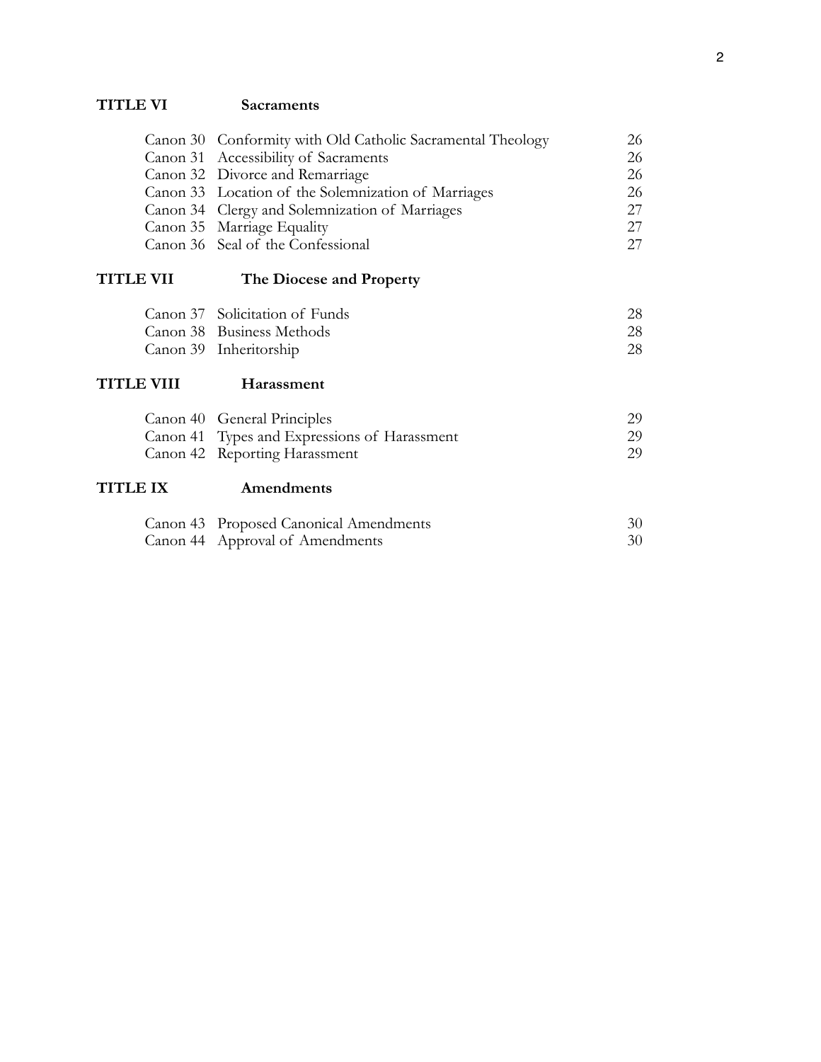**TITLE VI Sacraments**

| | | |
|---|---|---|
| Canon 30 | Conformity with Old Catholic Sacramental Theology | 26 |
| Canon 31 | Accessibility of Sacraments | 26 |
| Canon 32 | Divorce and Remarriage | 26 |
| Canon 33 | Location of the Solemnization of Marriages | 26 |
| Canon 34 | Clergy and Solemnization of Marriages | 27 |
| Canon 35 | Marriage Equality | 27 |
| Canon 36 | Seal of the Confessional | 27 |

**TITLE VII The Diocese and Property**

| | | |
|---|---|---|
| Canon 37 | Solicitation of Funds | 28 |
| Canon 38 | Business Methods | 28 |
| Canon 39 | Inheritorship | 28 |

**TITLE VIII Harassment**

| | | |
|---|---|---|
| Canon 40 | General Principles | 29 |
| Canon 41 | Types and Expressions of Harassment | 29 |
| Canon 42 | Reporting Harassment | 29 |

**TITLE IX Amendments**

| | | |
|---|---|---|
| Canon 43 | Proposed Canonical Amendments | 30 |
| Canon 44 | Approval of Amendments | 30 |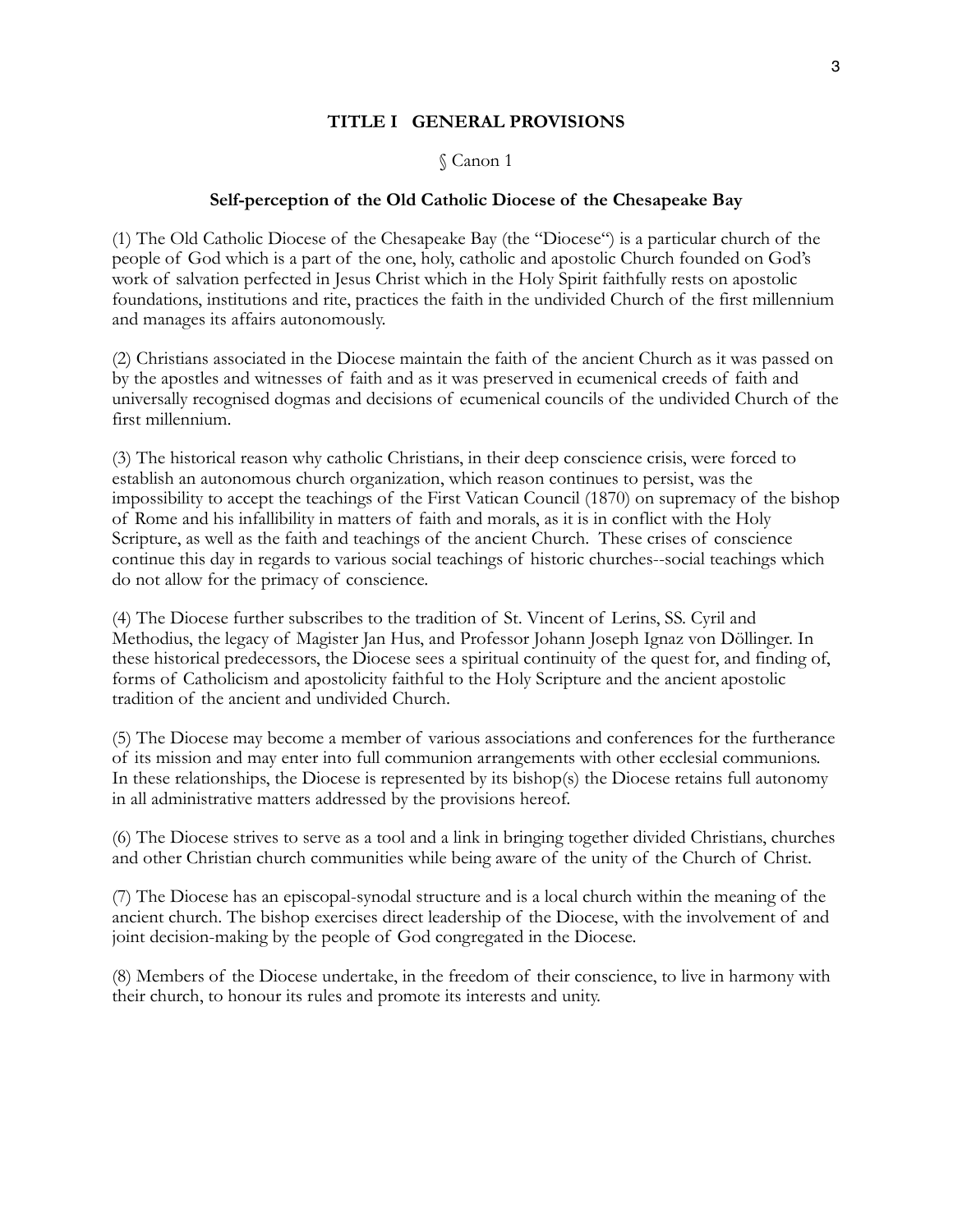## TITLE I GENERAL PROVISIONS

### § Canon 1

### Self-perception of the Old Catholic Diocese of the Chesapeake Bay

(1) The Old Catholic Diocese of the Chesapeake Bay (the "Diocese") is a particular church of the people of God which is a part of the one, holy, catholic and apostolic Church founded on God's work of salvation perfected in Jesus Christ which in the Holy Spirit faithfully rests on apostolic foundations, institutions and rite, practices the faith in the undivided Church of the first millennium and manages its affairs autonomously.

(2) Christians associated in the Diocese maintain the faith of the ancient Church as it was passed on by the apostles and witnesses of faith and as it was preserved in ecumenical creeds of faith and universally recognised dogmas and decisions of ecumenical councils of the undivided Church of the first millennium.

(3) The historical reason why catholic Christians, in their deep conscience crisis, were forced to establish an autonomous church organization, which reason continues to persist, was the impossibility to accept the teachings of the First Vatican Council (1870) on supremacy of the bishop of Rome and his infallibility in matters of faith and morals, as it is in conflict with the Holy Scripture, as well as the faith and teachings of the ancient Church. These crises of conscience continue this day in regards to various social teachings of historic churches--social teachings which do not allow for the primacy of conscience.

(4) The Diocese further subscribes to the tradition of St. Vincent of Lerins, SS. Cyril and Methodius, the legacy of Magister Jan Hus, and Professor Johann Joseph Ignaz von Döllinger. In these historical predecessors, the Diocese sees a spiritual continuity of the quest for, and finding of, forms of Catholicism and apostolicity faithful to the Holy Scripture and the ancient apostolic tradition of the ancient and undivided Church.

(5) The Diocese may become a member of various associations and conferences for the furtherance of its mission and may enter into full communion arrangements with other ecclesial communions. In these relationships, the Diocese is represented by its bishop(s) the Diocese retains full autonomy in all administrative matters addressed by the provisions hereof.

(6) The Diocese strives to serve as a tool and a link in bringing together divided Christians, churches and other Christian church communities while being aware of the unity of the Church of Christ.

(7) The Diocese has an episcopal-synodal structure and is a local church within the meaning of the ancient church. The bishop exercises direct leadership of the Diocese, with the involvement of and joint decision-making by the people of God congregated in the Diocese.

(8) Members of the Diocese undertake, in the freedom of their conscience, to live in harmony with their church, to honour its rules and promote its interests and unity.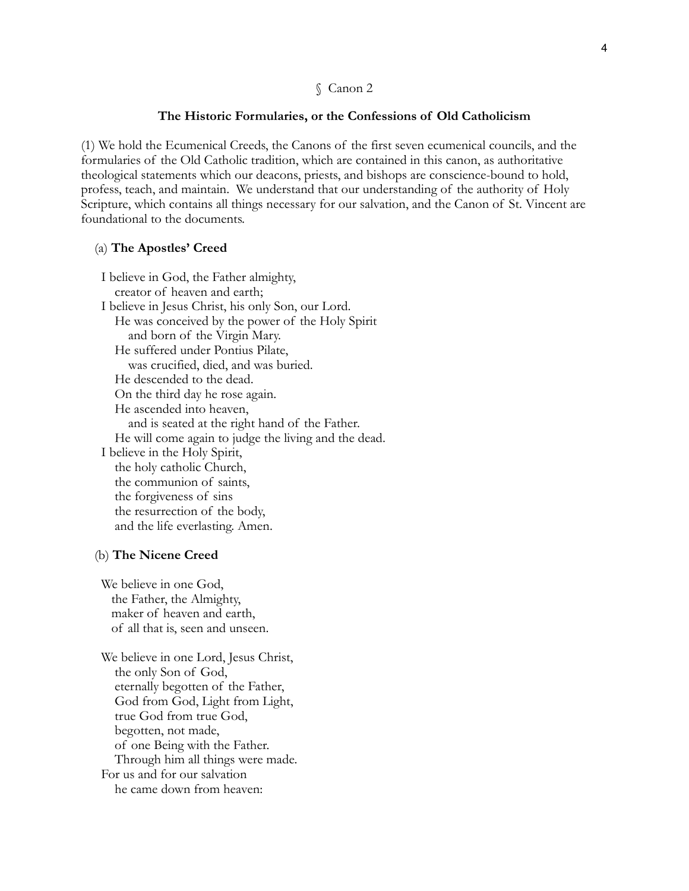§ Canon 2

## The Historic Formularies, or the Confessions of Old Catholicism

(1) We hold the Ecumenical Creeds, the Canons of the first seven ecumenical councils, and the formularies of the Old Catholic tradition, which are contained in this canon, as authoritative theological statements which our deacons, priests, and bishops are conscience-bound to hold, profess, teach, and maintain. We understand that our understanding of the authority of Holy Scripture, which contains all things necessary for our salvation, and the Canon of St. Vincent are foundational to the documents.

(a) **The Apostles' Creed**

I believe in God, the Father almighty,
  creator of heaven and earth;
I believe in Jesus Christ, his only Son, our Lord.
  He was conceived by the power of the Holy Spirit
    and born of the Virgin Mary.
  He suffered under Pontius Pilate,
    was crucified, died, and was buried.
  He descended to the dead.
  On the third day he rose again.
  He ascended into heaven,
    and is seated at the right hand of the Father.
  He will come again to judge the living and the dead.
I believe in the Holy Spirit,
  the holy catholic Church,
  the communion of saints,
  the forgiveness of sins
  the resurrection of the body,
  and the life everlasting. Amen.

(b) **The Nicene Creed**

We believe in one God,
  the Father, the Almighty,
  maker of heaven and earth,
  of all that is, seen and unseen.

We believe in one Lord, Jesus Christ,
  the only Son of God,
  eternally begotten of the Father,
  God from God, Light from Light,
  true God from true God,
  begotten, not made,
  of one Being with the Father.
  Through him all things were made.
For us and for our salvation
  he came down from heaven: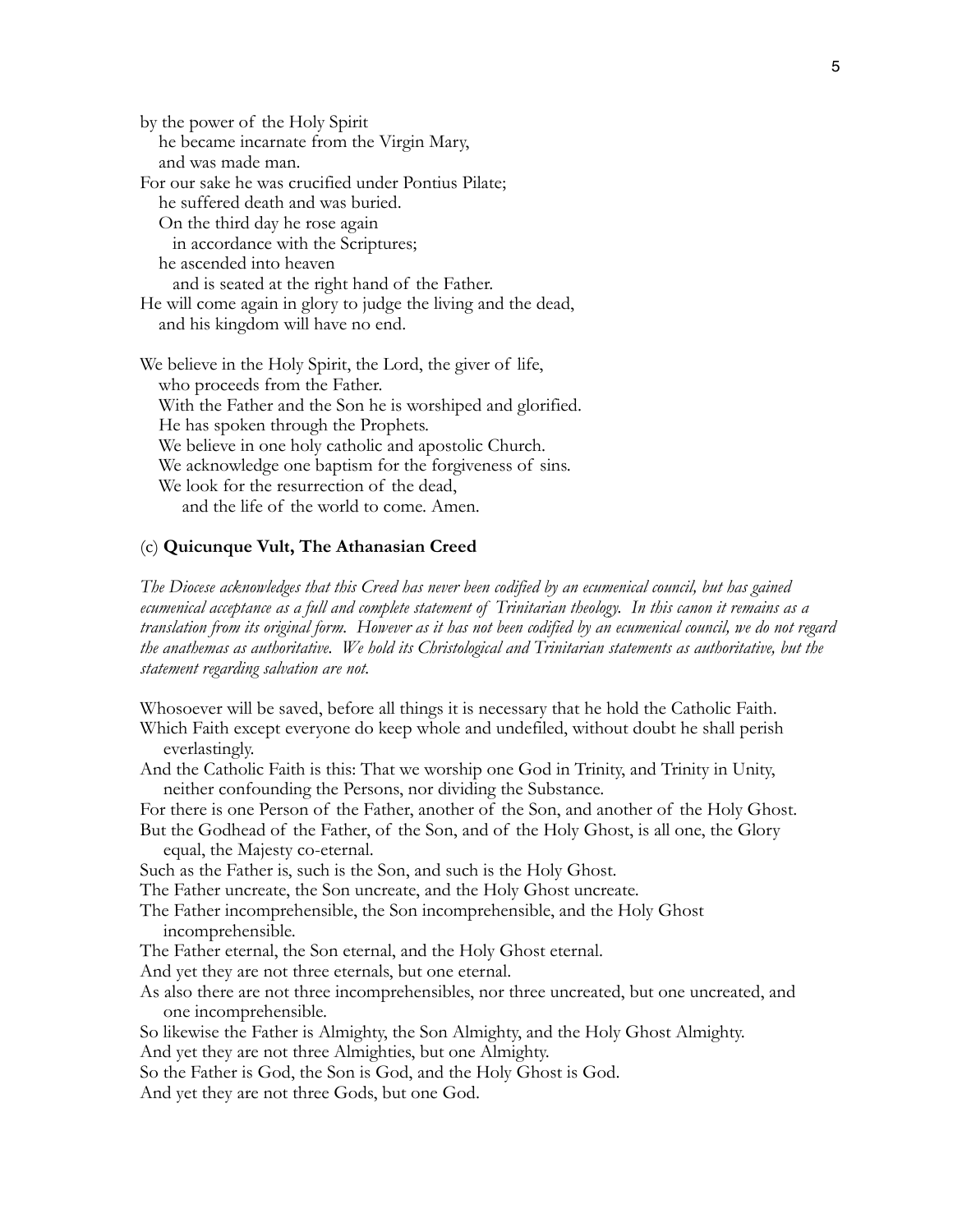by the power of the Holy Spirit
he became incarnate from the Virgin Mary,
and was made man.
For our sake he was crucified under Pontius Pilate;
he suffered death and was buried.
On the third day he rose again
in accordance with the Scriptures;
he ascended into heaven
and is seated at the right hand of the Father.
He will come again in glory to judge the living and the dead,
and his kingdom will have no end.

We believe in the Holy Spirit, the Lord, the giver of life,
who proceeds from the Father.
With the Father and the Son he is worshiped and glorified.
He has spoken through the Prophets.
We believe in one holy catholic and apostolic Church.
We acknowledge one baptism for the forgiveness of sins.
We look for the resurrection of the dead,
and the life of the world to come. Amen.

(c) **Quicunque Vult, The Athanasian Creed**

*The Diocese acknowledges that this Creed has never been codified by an ecumenical council, but has gained ecumenical acceptance as a full and complete statement of Trinitarian theology. In this canon it remains as a translation from its original form. However as it has not been codified by an ecumenical council, we do not regard the anathemas as authoritative. We hold its Christological and Trinitarian statements as authoritative, but the statement regarding salvation are not.*

Whosoever will be saved, before all things it is necessary that he hold the Catholic Faith.
Which Faith except everyone do keep whole and undefiled, without doubt he shall perish everlastingly.
And the Catholic Faith is this: That we worship one God in Trinity, and Trinity in Unity, neither confounding the Persons, nor dividing the Substance.
For there is one Person of the Father, another of the Son, and another of the Holy Ghost.
But the Godhead of the Father, of the Son, and of the Holy Ghost, is all one, the Glory equal, the Majesty co-eternal.
Such as the Father is, such is the Son, and such is the Holy Ghost.
The Father uncreate, the Son uncreate, and the Holy Ghost uncreate.
The Father incomprehensible, the Son incomprehensible, and the Holy Ghost incomprehensible.
The Father eternal, the Son eternal, and the Holy Ghost eternal.
And yet they are not three eternals, but one eternal.
As also there are not three incomprehensibles, nor three uncreated, but one uncreated, and one incomprehensible.
So likewise the Father is Almighty, the Son Almighty, and the Holy Ghost Almighty.
And yet they are not three Almighties, but one Almighty.
So the Father is God, the Son is God, and the Holy Ghost is God.
And yet they are not three Gods, but one God.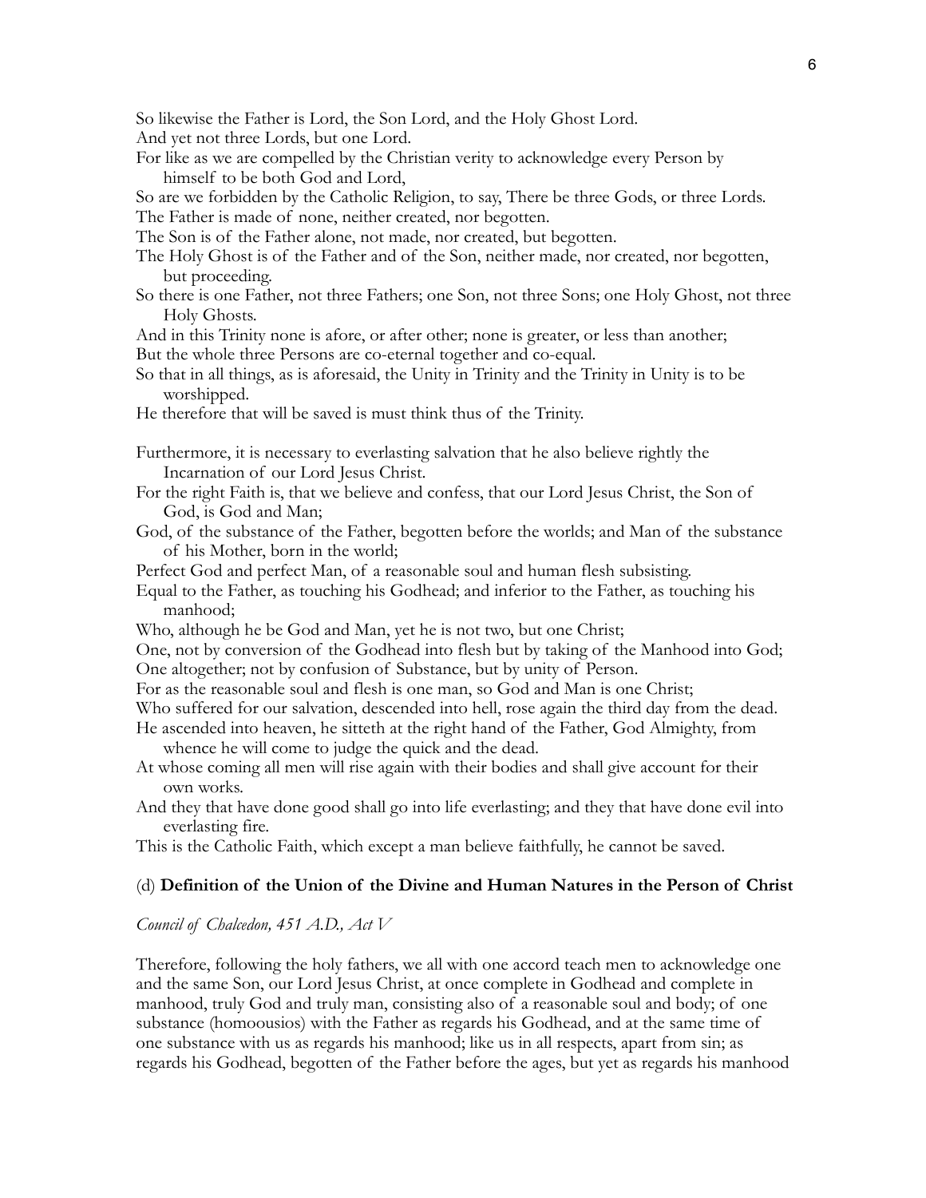So likewise the Father is Lord, the Son Lord, and the Holy Ghost Lord.
And yet not three Lords, but one Lord.
For like as we are compelled by the Christian verity to acknowledge every Person by himself to be both God and Lord,
So are we forbidden by the Catholic Religion, to say, There be three Gods, or three Lords.
The Father is made of none, neither created, nor begotten.
The Son is of the Father alone, not made, nor created, but begotten.
The Holy Ghost is of the Father and of the Son, neither made, nor created, nor begotten, but proceeding.
So there is one Father, not three Fathers; one Son, not three Sons; one Holy Ghost, not three Holy Ghosts.
And in this Trinity none is afore, or after other; none is greater, or less than another;
But the whole three Persons are co-eternal together and co-equal.
So that in all things, as is aforesaid, the Unity in Trinity and the Trinity in Unity is to be worshipped.
He therefore that will be saved is must think thus of the Trinity.

Furthermore, it is necessary to everlasting salvation that he also believe rightly the Incarnation of our Lord Jesus Christ.
For the right Faith is, that we believe and confess, that our Lord Jesus Christ, the Son of God, is God and Man;
God, of the substance of the Father, begotten before the worlds; and Man of the substance of his Mother, born in the world;
Perfect God and perfect Man, of a reasonable soul and human flesh subsisting.
Equal to the Father, as touching his Godhead; and inferior to the Father, as touching his manhood;
Who, although he be God and Man, yet he is not two, but one Christ;
One, not by conversion of the Godhead into flesh but by taking of the Manhood into God;
One altogether; not by confusion of Substance, but by unity of Person.
For as the reasonable soul and flesh is one man, so God and Man is one Christ;
Who suffered for our salvation, descended into hell, rose again the third day from the dead.
He ascended into heaven, he sitteth at the right hand of the Father, God Almighty, from whence he will come to judge the quick and the dead.
At whose coming all men will rise again with their bodies and shall give account for their own works.
And they that have done good shall go into life everlasting; and they that have done evil into everlasting fire.
This is the Catholic Faith, which except a man believe faithfully, he cannot be saved.

(d) **Definition of the Union of the Divine and Human Natures in the Person of Christ**

*Council of Chalcedon, 451 A.D., Act V*

Therefore, following the holy fathers, we all with one accord teach men to acknowledge one and the same Son, our Lord Jesus Christ, at once complete in Godhead and complete in manhood, truly God and truly man, consisting also of a reasonable soul and body; of one substance (homoousios) with the Father as regards his Godhead, and at the same time of one substance with us as regards his manhood; like us in all respects, apart from sin; as regards his Godhead, begotten of the Father before the ages, but yet as regards his manhood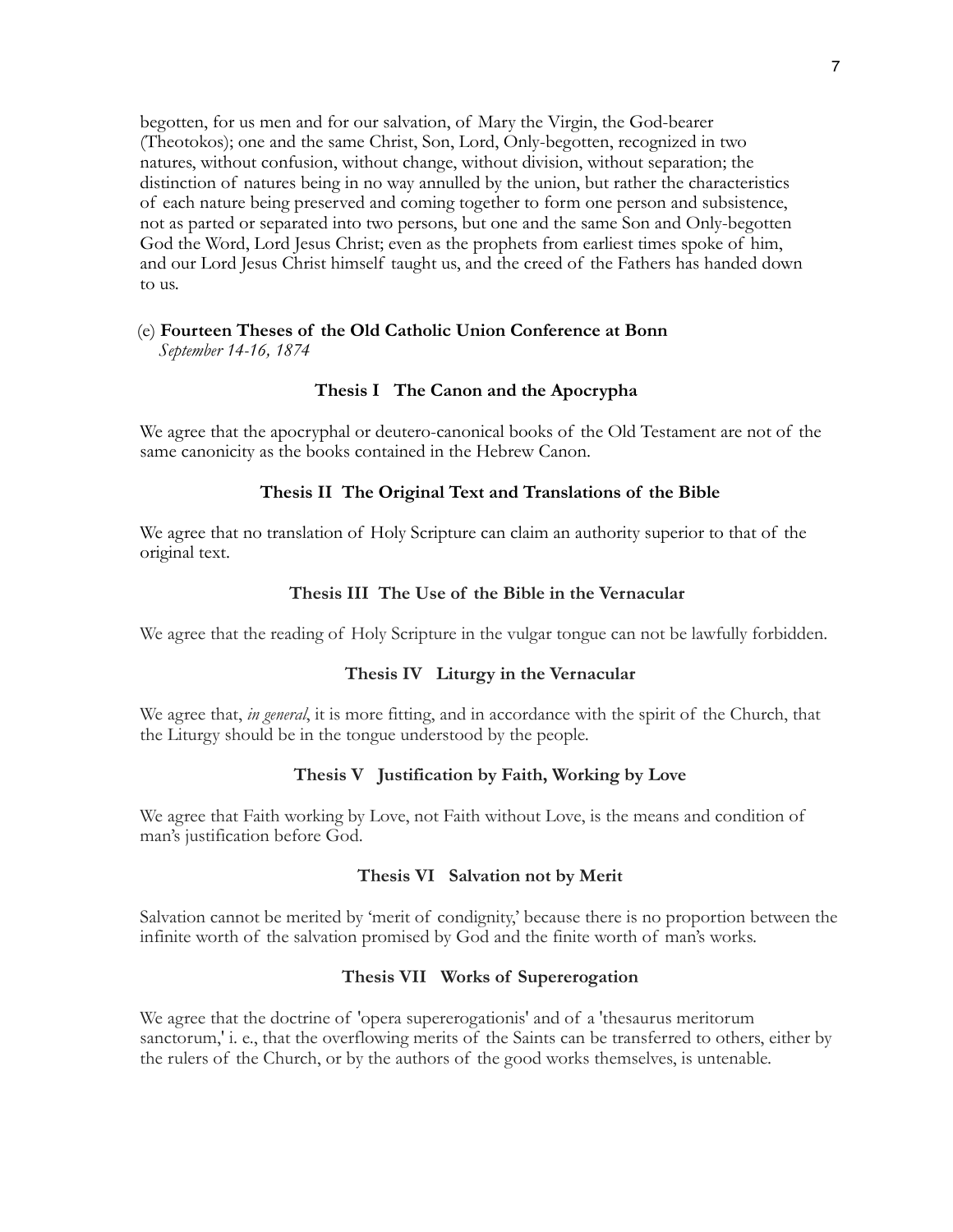begotten, for us men and for our salvation, of Mary the Virgin, the God-bearer (Theotokos); one and the same Christ, Son, Lord, Only-begotten, recognized in two natures, without confusion, without change, without division, without separation; the distinction of natures being in no way annulled by the union, but rather the characteristics of each nature being preserved and coming together to form one person and subsistence, not as parted or separated into two persons, but one and the same Son and Only-begotten God the Word, Lord Jesus Christ; even as the prophets from earliest times spoke of him, and our Lord Jesus Christ himself taught us, and the creed of the Fathers has handed down to us.

(e) **Fourteen Theses of the Old Catholic Union Conference at Bonn**
*September 14-16, 1874*

### Thesis I The Canon and the Apocrypha

We agree that the apocryphal or deutero-canonical books of the Old Testament are not of the same canonicity as the books contained in the Hebrew Canon.

### Thesis II The Original Text and Translations of the Bible

We agree that no translation of Holy Scripture can claim an authority superior to that of the original text.

### Thesis III The Use of the Bible in the Vernacular

We agree that the reading of Holy Scripture in the vulgar tongue can not be lawfully forbidden.

### Thesis IV Liturgy in the Vernacular

We agree that, *in general*, it is more fitting, and in accordance with the spirit of the Church, that the Liturgy should be in the tongue understood by the people.

### Thesis V Justification by Faith, Working by Love

We agree that Faith working by Love, not Faith without Love, is the means and condition of man's justification before God.

### Thesis VI Salvation not by Merit

Salvation cannot be merited by 'merit of condignity,' because there is no proportion between the infinite worth of the salvation promised by God and the finite worth of man's works.

### Thesis VII Works of Supererogation

We agree that the doctrine of 'opera supererogationis' and of a 'thesaurus meritorum sanctorum,' i. e., that the overflowing merits of the Saints can be transferred to others, either by the rulers of the Church, or by the authors of the good works themselves, is untenable.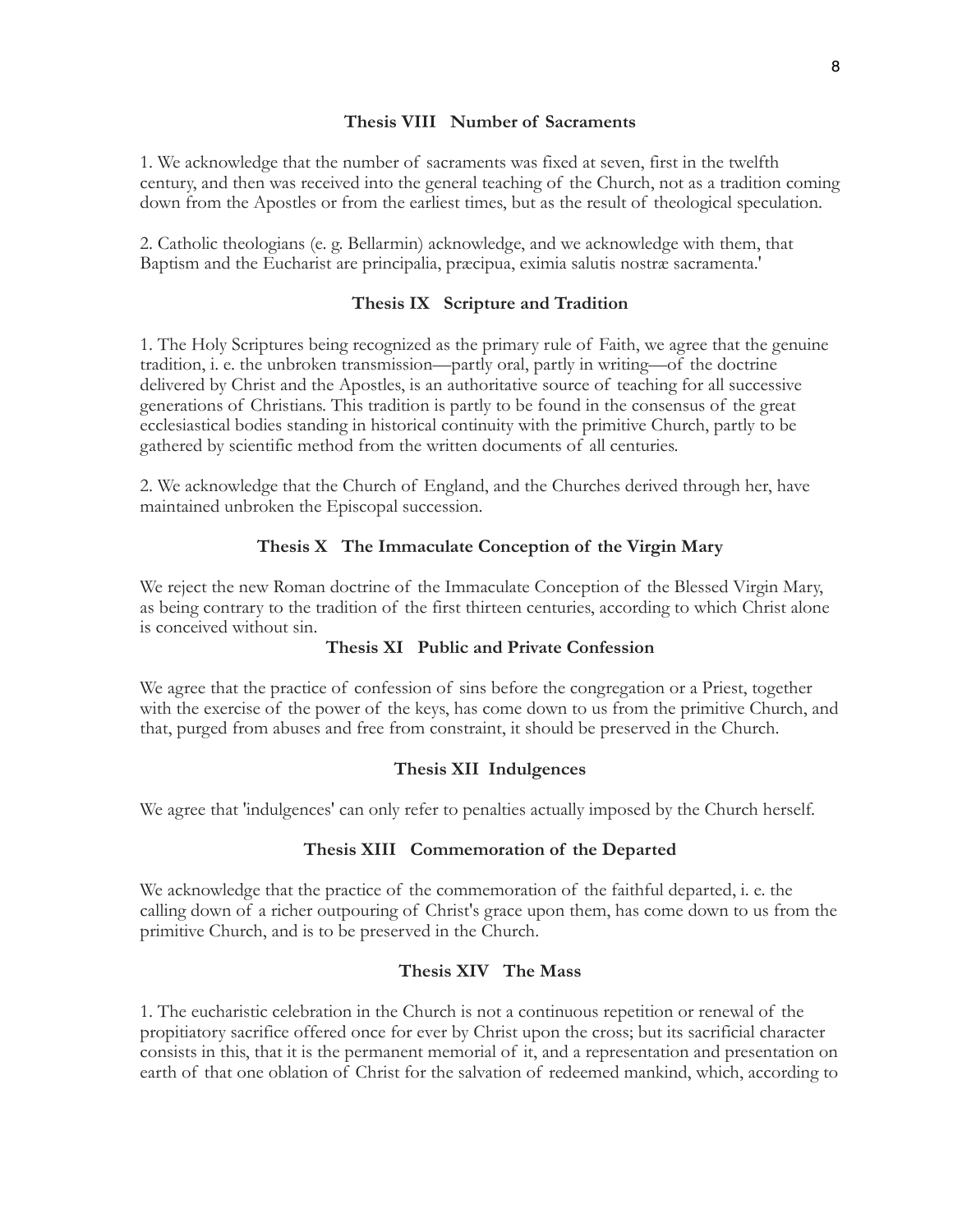### Thesis VIII   Number of Sacraments

1. We acknowledge that the number of sacraments was fixed at seven, first in the twelfth century, and then was received into the general teaching of the Church, not as a tradition coming down from the Apostles or from the earliest times, but as the result of theological speculation.

2. Catholic theologians (e. g. Bellarmin) acknowledge, and we acknowledge with them, that Baptism and the Eucharist are principalia, præcipua, eximia salutis nostræ sacramenta.'

### Thesis IX   Scripture and Tradition

1. The Holy Scriptures being recognized as the primary rule of Faith, we agree that the genuine tradition, i. e. the unbroken transmission—partly oral, partly in writing—of the doctrine delivered by Christ and the Apostles, is an authoritative source of teaching for all successive generations of Christians. This tradition is partly to be found in the consensus of the great ecclesiastical bodies standing in historical continuity with the primitive Church, partly to be gathered by scientific method from the written documents of all centuries.

2. We acknowledge that the Church of England, and the Churches derived through her, have maintained unbroken the Episcopal succession.

### Thesis X   The Immaculate Conception of the Virgin Mary

We reject the new Roman doctrine of the Immaculate Conception of the Blessed Virgin Mary, as being contrary to the tradition of the first thirteen centuries, according to which Christ alone is conceived without sin.

### Thesis XI   Public and Private Confession

We agree that the practice of confession of sins before the congregation or a Priest, together with the exercise of the power of the keys, has come down to us from the primitive Church, and that, purged from abuses and free from constraint, it should be preserved in the Church.

### Thesis XII  Indulgences

We agree that 'indulgences' can only refer to penalties actually imposed by the Church herself.

### Thesis XIII   Commemoration of the Departed

We acknowledge that the practice of the commemoration of the faithful departed, i. e. the calling down of a richer outpouring of Christ's grace upon them, has come down to us from the primitive Church, and is to be preserved in the Church.

### Thesis XIV   The Mass

1. The eucharistic celebration in the Church is not a continuous repetition or renewal of the propitiatory sacrifice offered once for ever by Christ upon the cross; but its sacrificial character consists in this, that it is the permanent memorial of it, and a representation and presentation on earth of that one oblation of Christ for the salvation of redeemed mankind, which, according to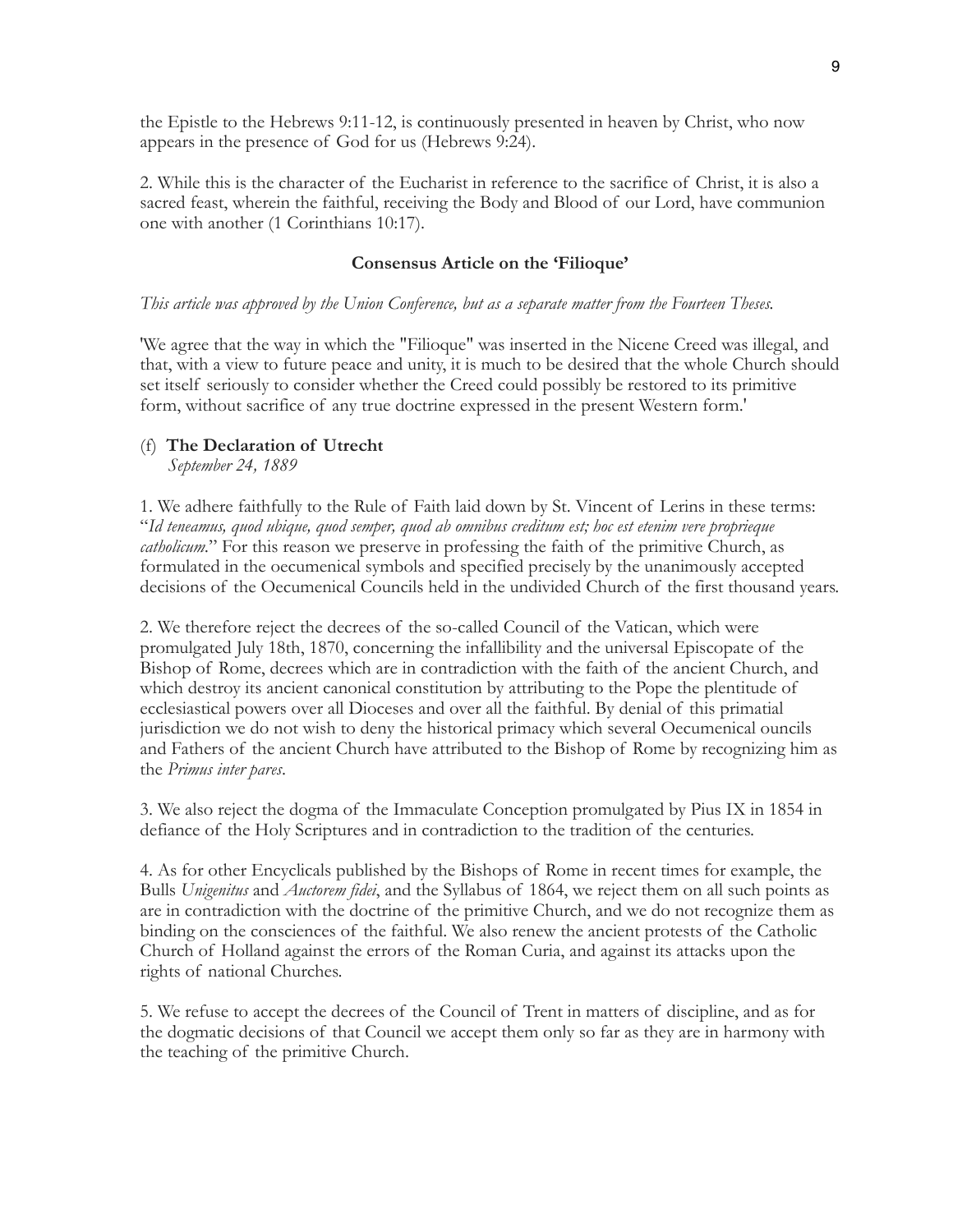the Epistle to the Hebrews 9:11-12, is continuously presented in heaven by Christ, who now appears in the presence of God for us (Hebrews 9:24).

2. While this is the character of the Eucharist in reference to the sacrifice of Christ, it is also a sacred feast, wherein the faithful, receiving the Body and Blood of our Lord, have communion one with another (1 Corinthians 10:17).

### Consensus Article on the 'Filioque'

*This article was approved by the Union Conference, but as a separate matter from the Fourteen Theses.*

'We agree that the way in which the "Filioque" was inserted in the Nicene Creed was illegal, and that, with a view to future peace and unity, it is much to be desired that the whole Church should set itself seriously to consider whether the Creed could possibly be restored to its primitive form, without sacrifice of any true doctrine expressed in the present Western form.'

### (f) **The Declaration of Utrecht**

*September 24, 1889*

1. We adhere faithfully to the Rule of Faith laid down by St. Vincent of Lerins in these terms: "*Id teneamus, quod ubique, quod semper, quod ab omnibus creditum est; hoc est etenim vere proprieque catholicum.*" For this reason we preserve in professing the faith of the primitive Church, as formulated in the oecumenical symbols and specified precisely by the unanimously accepted decisions of the Oecumenical Councils held in the undivided Church of the first thousand years.

2. We therefore reject the decrees of the so-called Council of the Vatican, which were promulgated July 18th, 1870, concerning the infallibility and the universal Episcopate of the Bishop of Rome, decrees which are in contradiction with the faith of the ancient Church, and which destroy its ancient canonical constitution by attributing to the Pope the plentitude of ecclesiastical powers over all Dioceses and over all the faithful. By denial of this primatial jurisdiction we do not wish to deny the historical primacy which several Oecumenical ouncils and Fathers of the ancient Church have attributed to the Bishop of Rome by recognizing him as the *Primus inter pares*.

3. We also reject the dogma of the Immaculate Conception promulgated by Pius IX in 1854 in defiance of the Holy Scriptures and in contradiction to the tradition of the centuries.

4. As for other Encyclicals published by the Bishops of Rome in recent times for example, the Bulls *Unigenitus* and *Auctorem fidei*, and the Syllabus of 1864, we reject them on all such points as are in contradiction with the doctrine of the primitive Church, and we do not recognize them as binding on the consciences of the faithful. We also renew the ancient protests of the Catholic Church of Holland against the errors of the Roman Curia, and against its attacks upon the rights of national Churches.

5. We refuse to accept the decrees of the Council of Trent in matters of discipline, and as for the dogmatic decisions of that Council we accept them only so far as they are in harmony with the teaching of the primitive Church.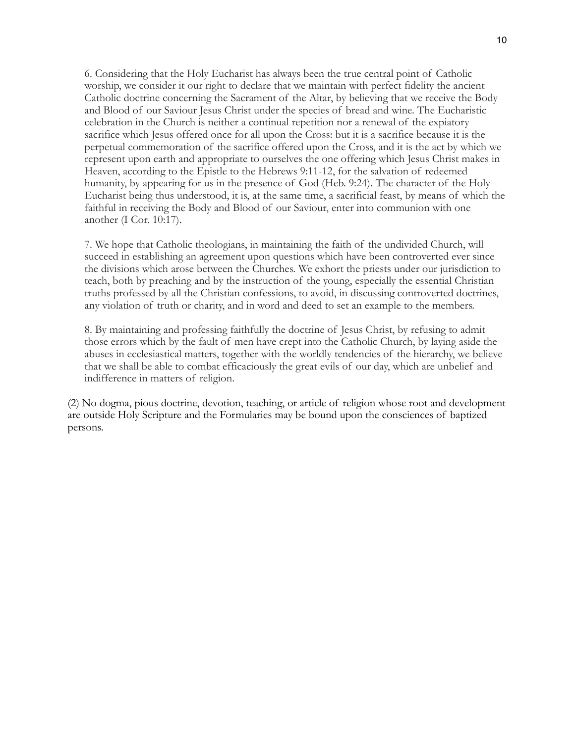6. Considering that the Holy Eucharist has always been the true central point of Catholic worship, we consider it our right to declare that we maintain with perfect fidelity the ancient Catholic doctrine concerning the Sacrament of the Altar, by believing that we receive the Body and Blood of our Saviour Jesus Christ under the species of bread and wine. The Eucharistic celebration in the Church is neither a continual repetition nor a renewal of the expiatory sacrifice which Jesus offered once for all upon the Cross: but it is a sacrifice because it is the perpetual commemoration of the sacrifice offered upon the Cross, and it is the act by which we represent upon earth and appropriate to ourselves the one offering which Jesus Christ makes in Heaven, according to the Epistle to the Hebrews 9:11-12, for the salvation of redeemed humanity, by appearing for us in the presence of God (Heb. 9:24). The character of the Holy Eucharist being thus understood, it is, at the same time, a sacrificial feast, by means of which the faithful in receiving the Body and Blood of our Saviour, enter into communion with one another (I Cor. 10:17).

7. We hope that Catholic theologians, in maintaining the faith of the undivided Church, will succeed in establishing an agreement upon questions which have been controverted ever since the divisions which arose between the Churches. We exhort the priests under our jurisdiction to teach, both by preaching and by the instruction of the young, especially the essential Christian truths professed by all the Christian confessions, to avoid, in discussing controverted doctrines, any violation of truth or charity, and in word and deed to set an example to the members.

8. By maintaining and professing faithfully the doctrine of Jesus Christ, by refusing to admit those errors which by the fault of men have crept into the Catholic Church, by laying aside the abuses in ecclesiastical matters, together with the worldly tendencies of the hierarchy, we believe that we shall be able to combat efficaciously the great evils of our day, which are unbelief and indifference in matters of religion.

(2) No dogma, pious doctrine, devotion, teaching, or article of religion whose root and development are outside Holy Scripture and the Formularies may be bound upon the consciences of baptized persons.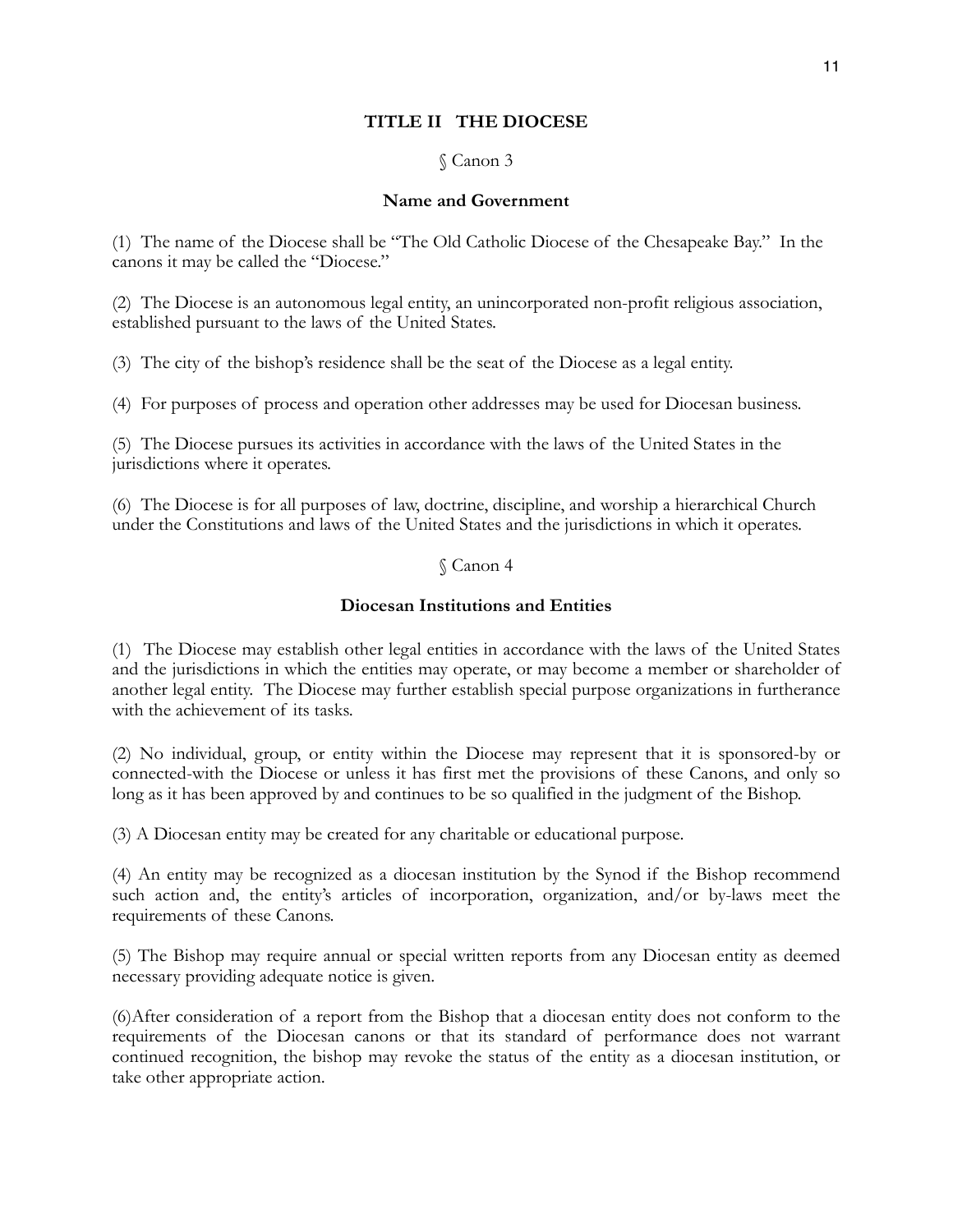## TITLE II THE DIOCESE

§ Canon 3

### Name and Government

(1) The name of the Diocese shall be "The Old Catholic Diocese of the Chesapeake Bay." In the canons it may be called the "Diocese."

(2) The Diocese is an autonomous legal entity, an unincorporated non-profit religious association, established pursuant to the laws of the United States.

(3) The city of the bishop's residence shall be the seat of the Diocese as a legal entity.

(4) For purposes of process and operation other addresses may be used for Diocesan business.

(5) The Diocese pursues its activities in accordance with the laws of the United States in the jurisdictions where it operates.

(6) The Diocese is for all purposes of law, doctrine, discipline, and worship a hierarchical Church under the Constitutions and laws of the United States and the jurisdictions in which it operates.

§ Canon 4

### Diocesan Institutions and Entities

(1) The Diocese may establish other legal entities in accordance with the laws of the United States and the jurisdictions in which the entities may operate, or may become a member or shareholder of another legal entity. The Diocese may further establish special purpose organizations in furtherance with the achievement of its tasks.

(2) No individual, group, or entity within the Diocese may represent that it is sponsored-by or connected-with the Diocese or unless it has first met the provisions of these Canons, and only so long as it has been approved by and continues to be so qualified in the judgment of the Bishop.

(3) A Diocesan entity may be created for any charitable or educational purpose.

(4) An entity may be recognized as a diocesan institution by the Synod if the Bishop recommend such action and, the entity's articles of incorporation, organization, and/or by-laws meet the requirements of these Canons.

(5) The Bishop may require annual or special written reports from any Diocesan entity as deemed necessary providing adequate notice is given.

(6)After consideration of a report from the Bishop that a diocesan entity does not conform to the requirements of the Diocesan canons or that its standard of performance does not warrant continued recognition, the bishop may revoke the status of the entity as a diocesan institution, or take other appropriate action.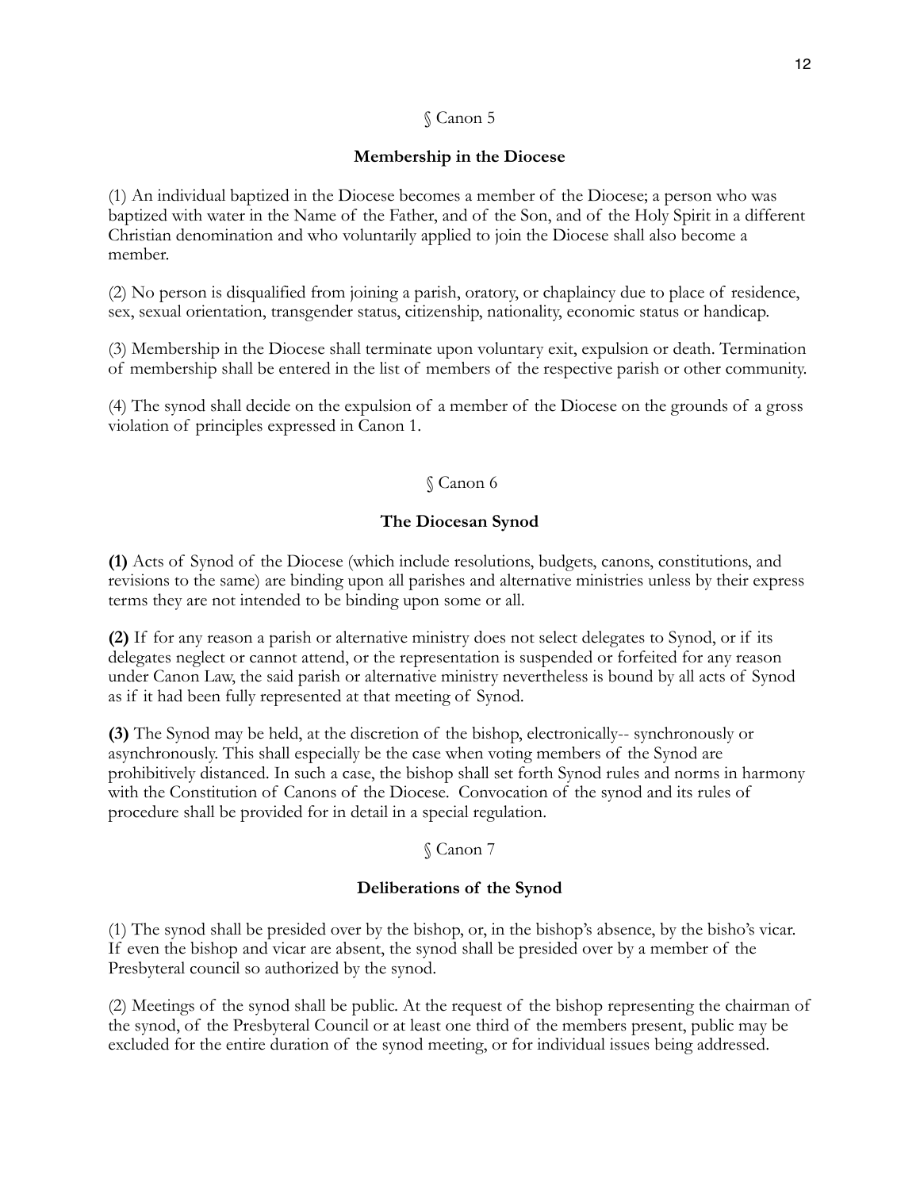§ Canon 5

**Membership in the Diocese**

(1) An individual baptized in the Diocese becomes a member of the Diocese; a person who was baptized with water in the Name of the Father, and of the Son, and of the Holy Spirit in a different Christian denomination and who voluntarily applied to join the Diocese shall also become a member.

(2) No person is disqualified from joining a parish, oratory, or chaplaincy due to place of residence, sex, sexual orientation, transgender status, citizenship, nationality, economic status or handicap.

(3) Membership in the Diocese shall terminate upon voluntary exit, expulsion or death. Termination of membership shall be entered in the list of members of the respective parish or other community.

(4) The synod shall decide on the expulsion of a member of the Diocese on the grounds of a gross violation of principles expressed in Canon 1.

§ Canon 6

**The Diocesan Synod**

**(1)** Acts of Synod of the Diocese (which include resolutions, budgets, canons, constitutions, and revisions to the same) are binding upon all parishes and alternative ministries unless by their express terms they are not intended to be binding upon some or all.

**(2)** If for any reason a parish or alternative ministry does not select delegates to Synod, or if its delegates neglect or cannot attend, or the representation is suspended or forfeited for any reason under Canon Law, the said parish or alternative ministry nevertheless is bound by all acts of Synod as if it had been fully represented at that meeting of Synod.

**(3)** The Synod may be held, at the discretion of the bishop, electronically-- synchronously or asynchronously. This shall especially be the case when voting members of the Synod are prohibitively distanced. In such a case, the bishop shall set forth Synod rules and norms in harmony with the Constitution of Canons of the Diocese. Convocation of the synod and its rules of procedure shall be provided for in detail in a special regulation.

§ Canon 7

**Deliberations of the Synod**

(1) The synod shall be presided over by the bishop, or, in the bishop's absence, by the bisho's vicar. If even the bishop and vicar are absent, the synod shall be presided over by a member of the Presbyteral council so authorized by the synod.

(2) Meetings of the synod shall be public. At the request of the bishop representing the chairman of the synod, of the Presbyteral Council or at least one third of the members present, public may be excluded for the entire duration of the synod meeting, or for individual issues being addressed.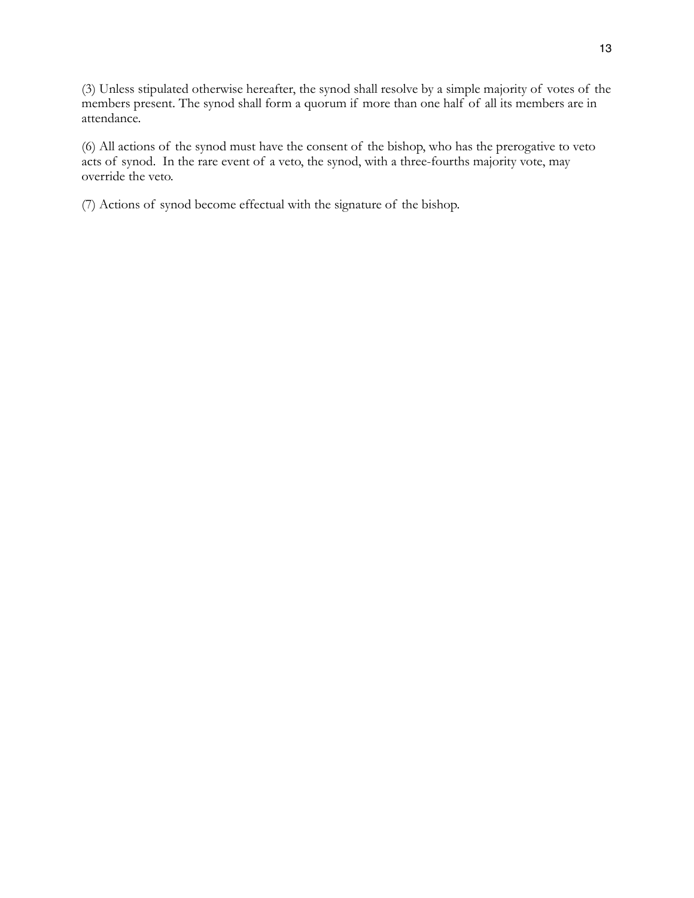(3) Unless stipulated otherwise hereafter, the synod shall resolve by a simple majority of votes of the members present. The synod shall form a quorum if more than one half of all its members are in attendance.

(6) All actions of the synod must have the consent of the bishop, who has the prerogative to veto acts of synod. In the rare event of a veto, the synod, with a three-fourths majority vote, may override the veto.

(7) Actions of synod become effectual with the signature of the bishop.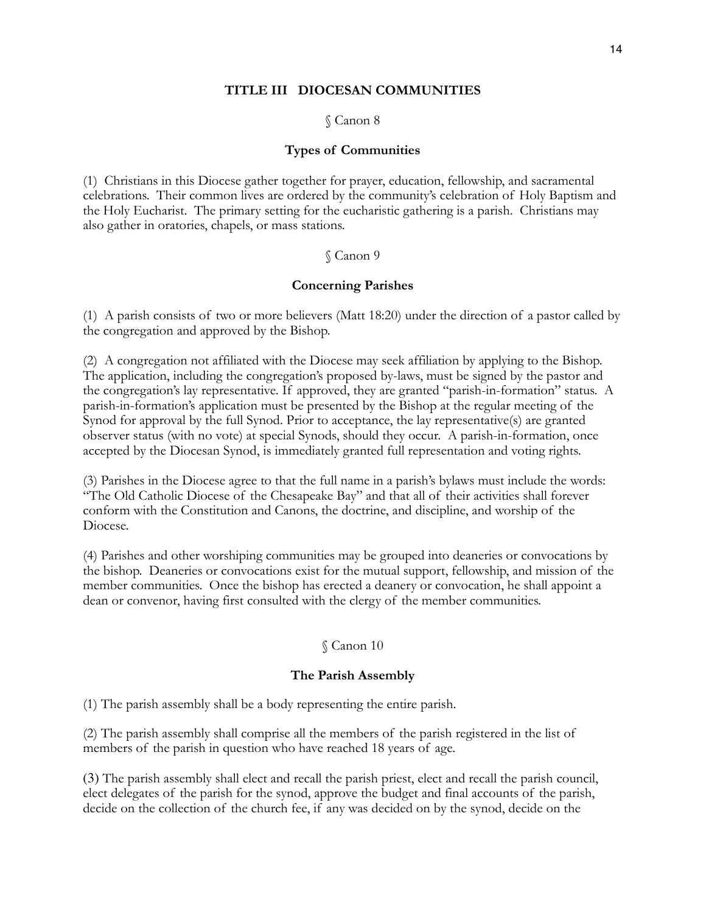## TITLE III   DIOCESAN COMMUNITIES

§ Canon 8

### Types of Communities

(1)  Christians in this Diocese gather together for prayer, education, fellowship, and sacramental celebrations.  Their common lives are ordered by the community's celebration of Holy Baptism and the Holy Eucharist.  The primary setting for the eucharistic gathering is a parish.  Christians may also gather in oratories, chapels, or mass stations.

§ Canon 9

### Concerning Parishes

(1)  A parish consists of two or more believers (Matt 18:20) under the direction of a pastor called by the congregation and approved by the Bishop.

(2)  A congregation not affiliated with the Diocese may seek affiliation by applying to the Bishop. The application, including the congregation's proposed by-laws, must be signed by the pastor and the congregation's lay representative. If approved, they are granted "parish-in-formation" status.  A parish-in-formation's application must be presented by the Bishop at the regular meeting of the Synod for approval by the full Synod. Prior to acceptance, the lay representative(s) are granted observer status (with no vote) at special Synods, should they occur.  A parish-in-formation, once accepted by the Diocesan Synod, is immediately granted full representation and voting rights.

(3) Parishes in the Diocese agree to that the full name in a parish's bylaws must include the words: "The Old Catholic Diocese of the Chesapeake Bay" and that all of their activities shall forever conform with the Constitution and Canons, the doctrine, and discipline, and worship of the Diocese.

(4) Parishes and other worshiping communities may be grouped into deaneries or convocations by the bishop.  Deaneries or convocations exist for the mutual support, fellowship, and mission of the member communities.  Once the bishop has erected a deanery or convocation, he shall appoint a dean or convenor, having first consulted with the clergy of the member communities.

§ Canon 10

### The Parish Assembly

(1) The parish assembly shall be a body representing the entire parish.

(2) The parish assembly shall comprise all the members of the parish registered in the list of members of the parish in question who have reached 18 years of age.

**(3)** The parish assembly shall elect and recall the parish priest, elect and recall the parish council, elect delegates of the parish for the synod, approve the budget and final accounts of the parish, decide on the collection of the church fee, if any was decided on by the synod, decide on the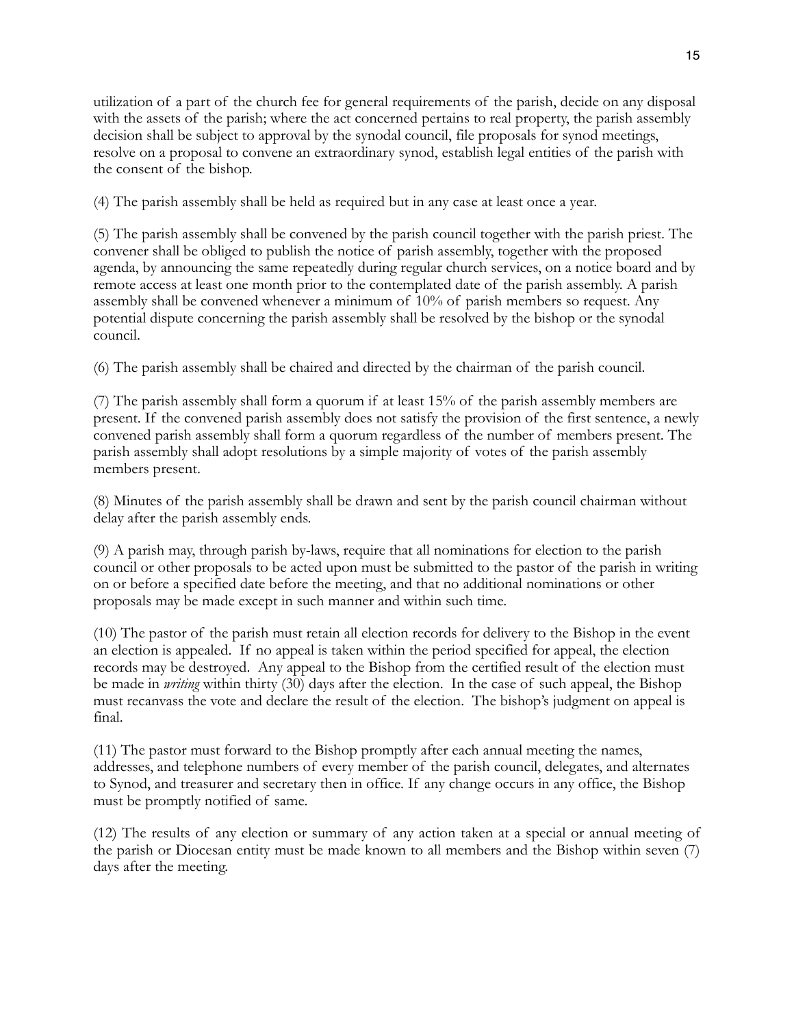utilization of a part of the church fee for general requirements of the parish, decide on any disposal with the assets of the parish; where the act concerned pertains to real property, the parish assembly decision shall be subject to approval by the synodal council, file proposals for synod meetings, resolve on a proposal to convene an extraordinary synod, establish legal entities of the parish with the consent of the bishop.

(4) The parish assembly shall be held as required but in any case at least once a year.

(5) The parish assembly shall be convened by the parish council together with the parish priest. The convener shall be obliged to publish the notice of parish assembly, together with the proposed agenda, by announcing the same repeatedly during regular church services, on a notice board and by remote access at least one month prior to the contemplated date of the parish assembly. A parish assembly shall be convened whenever a minimum of 10% of parish members so request. Any potential dispute concerning the parish assembly shall be resolved by the bishop or the synodal council.

(6) The parish assembly shall be chaired and directed by the chairman of the parish council.

(7) The parish assembly shall form a quorum if at least 15% of the parish assembly members are present. If the convened parish assembly does not satisfy the provision of the first sentence, a newly convened parish assembly shall form a quorum regardless of the number of members present. The parish assembly shall adopt resolutions by a simple majority of votes of the parish assembly members present.

(8) Minutes of the parish assembly shall be drawn and sent by the parish council chairman without delay after the parish assembly ends.

(9) A parish may, through parish by-laws, require that all nominations for election to the parish council or other proposals to be acted upon must be submitted to the pastor of the parish in writing on or before a specified date before the meeting, and that no additional nominations or other proposals may be made except in such manner and within such time.

(10) The pastor of the parish must retain all election records for delivery to the Bishop in the event an election is appealed. If no appeal is taken within the period specified for appeal, the election records may be destroyed. Any appeal to the Bishop from the certified result of the election must be made in *writing* within thirty (30) days after the election. In the case of such appeal, the Bishop must recanvass the vote and declare the result of the election. The bishop's judgment on appeal is final.

(11) The pastor must forward to the Bishop promptly after each annual meeting the names, addresses, and telephone numbers of every member of the parish council, delegates, and alternates to Synod, and treasurer and secretary then in office. If any change occurs in any office, the Bishop must be promptly notified of same.

(12) The results of any election or summary of any action taken at a special or annual meeting of the parish or Diocesan entity must be made known to all members and the Bishop within seven (7) days after the meeting.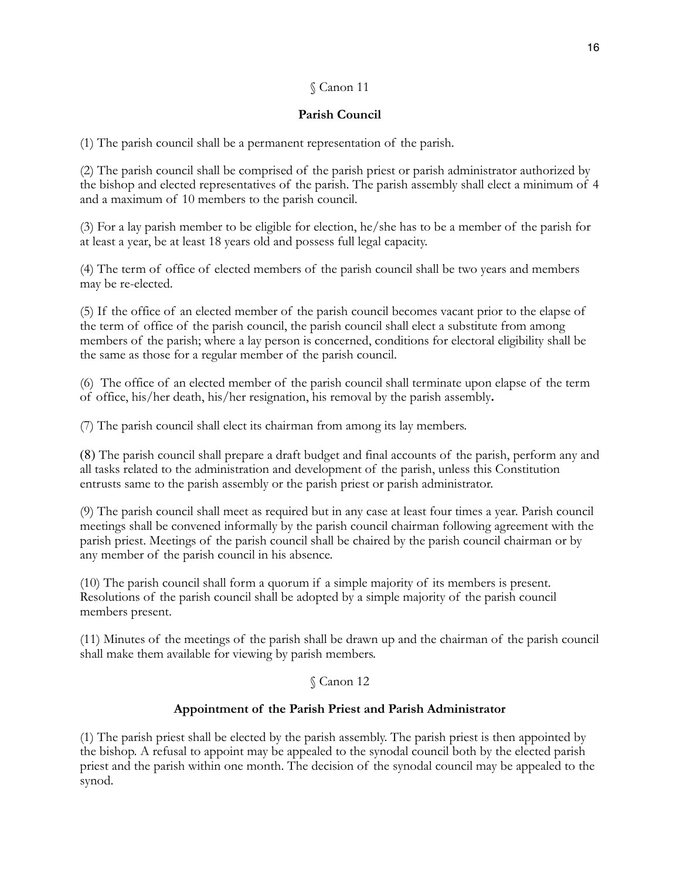§ Canon 11

**Parish Council**

(1) The parish council shall be a permanent representation of the parish.

(2) The parish council shall be comprised of the parish priest or parish administrator authorized by the bishop and elected representatives of the parish. The parish assembly shall elect a minimum of 4 and a maximum of 10 members to the parish council.

(3) For a lay parish member to be eligible for election, he/she has to be a member of the parish for at least a year, be at least 18 years old and possess full legal capacity.

(4) The term of office of elected members of the parish council shall be two years and members may be re-elected.

(5) If the office of an elected member of the parish council becomes vacant prior to the elapse of the term of office of the parish council, the parish council shall elect a substitute from among members of the parish; where a lay person is concerned, conditions for electoral eligibility shall be the same as those for a regular member of the parish council.

(6) The office of an elected member of the parish council shall terminate upon elapse of the term of office, his/her death, his/her resignation, his removal by the parish assembly**.**

(7) The parish council shall elect its chairman from among its lay members.

**(8)** The parish council shall prepare a draft budget and final accounts of the parish, perform any and all tasks related to the administration and development of the parish, unless this Constitution entrusts same to the parish assembly or the parish priest or parish administrator.

(9) The parish council shall meet as required but in any case at least four times a year. Parish council meetings shall be convened informally by the parish council chairman following agreement with the parish priest. Meetings of the parish council shall be chaired by the parish council chairman or by any member of the parish council in his absence.

(10) The parish council shall form a quorum if a simple majority of its members is present. Resolutions of the parish council shall be adopted by a simple majority of the parish council members present.

(11) Minutes of the meetings of the parish shall be drawn up and the chairman of the parish council shall make them available for viewing by parish members.

§ Canon 12

**Appointment of the Parish Priest and Parish Administrator**

(1) The parish priest shall be elected by the parish assembly. The parish priest is then appointed by the bishop. A refusal to appoint may be appealed to the synodal council both by the elected parish priest and the parish within one month. The decision of the synodal council may be appealed to the synod.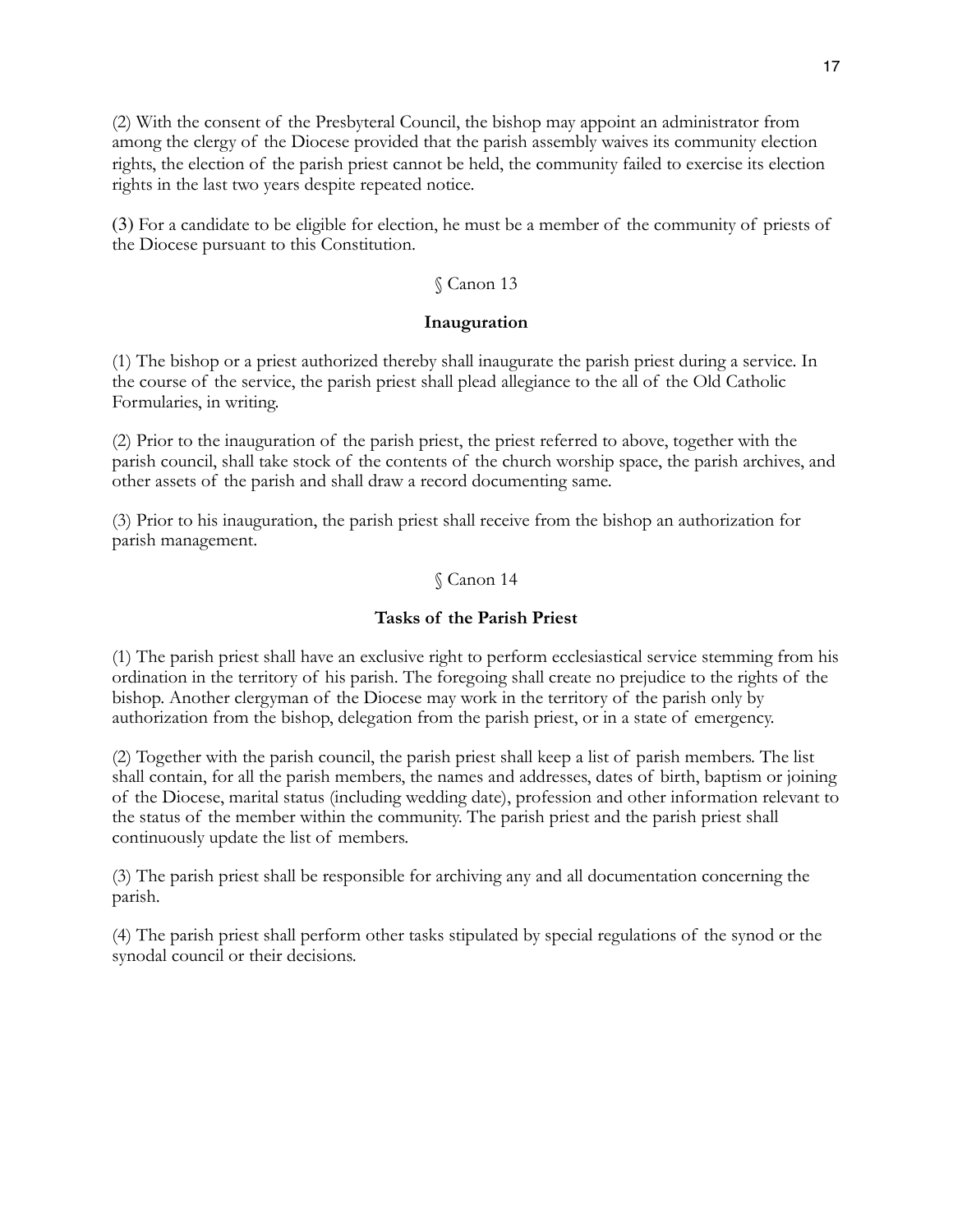(2) With the consent of the Presbyteral Council, the bishop may appoint an administrator from among the clergy of the Diocese provided that the parish assembly waives its community election rights, the election of the parish priest cannot be held, the community failed to exercise its election rights in the last two years despite repeated notice.

(3) For a candidate to be eligible for election, he must be a member of the community of priests of the Diocese pursuant to this Constitution.

§ Canon 13

**Inauguration**

(1) The bishop or a priest authorized thereby shall inaugurate the parish priest during a service. In the course of the service, the parish priest shall plead allegiance to the all of the Old Catholic Formularies, in writing.

(2) Prior to the inauguration of the parish priest, the priest referred to above, together with the parish council, shall take stock of the contents of the church worship space, the parish archives, and other assets of the parish and shall draw a record documenting same.

(3) Prior to his inauguration, the parish priest shall receive from the bishop an authorization for parish management.

§ Canon 14

**Tasks of the Parish Priest**

(1) The parish priest shall have an exclusive right to perform ecclesiastical service stemming from his ordination in the territory of his parish. The foregoing shall create no prejudice to the rights of the bishop. Another clergyman of the Diocese may work in the territory of the parish only by authorization from the bishop, delegation from the parish priest, or in a state of emergency.

(2) Together with the parish council, the parish priest shall keep a list of parish members. The list shall contain, for all the parish members, the names and addresses, dates of birth, baptism or joining of the Diocese, marital status (including wedding date), profession and other information relevant to the status of the member within the community. The parish priest and the parish priest shall continuously update the list of members.

(3) The parish priest shall be responsible for archiving any and all documentation concerning the parish.

(4) The parish priest shall perform other tasks stipulated by special regulations of the synod or the synodal council or their decisions.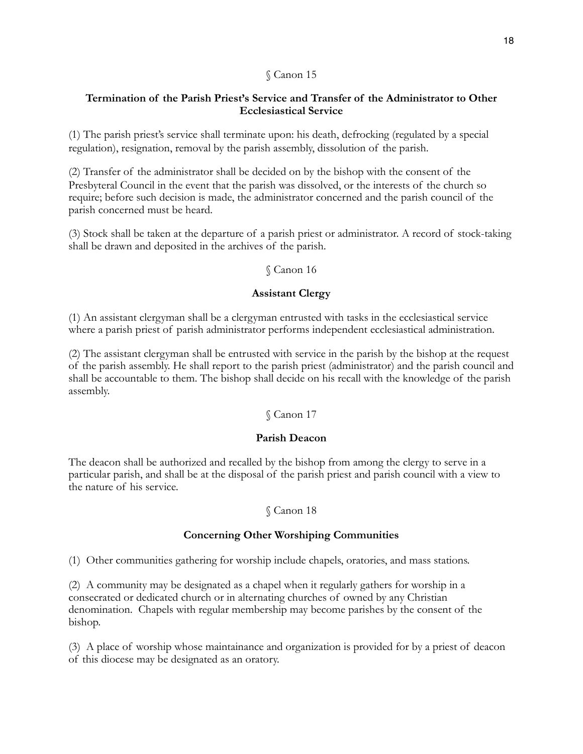§ Canon 15

**Termination of the Parish Priest's Service and Transfer of the Administrator to Other Ecclesiastical Service**

(1) The parish priest's service shall terminate upon: his death, defrocking (regulated by a special regulation), resignation, removal by the parish assembly, dissolution of the parish.

(2) Transfer of the administrator shall be decided on by the bishop with the consent of the Presbyteral Council in the event that the parish was dissolved, or the interests of the church so require; before such decision is made, the administrator concerned and the parish council of the parish concerned must be heard.

(3) Stock shall be taken at the departure of a parish priest or administrator. A record of stock-taking shall be drawn and deposited in the archives of the parish.

§ Canon 16

**Assistant Clergy**

(1) An assistant clergyman shall be a clergyman entrusted with tasks in the ecclesiastical service where a parish priest of parish administrator performs independent ecclesiastical administration.

(2) The assistant clergyman shall be entrusted with service in the parish by the bishop at the request of the parish assembly. He shall report to the parish priest (administrator) and the parish council and shall be accountable to them. The bishop shall decide on his recall with the knowledge of the parish assembly.

§ Canon 17

**Parish Deacon**

The deacon shall be authorized and recalled by the bishop from among the clergy to serve in a particular parish, and shall be at the disposal of the parish priest and parish council with a view to the nature of his service.

§ Canon 18

**Concerning Other Worshiping Communities**

(1) Other communities gathering for worship include chapels, oratories, and mass stations.

(2) A community may be designated as a chapel when it regularly gathers for worship in a consecrated or dedicated church or in alternating churches of owned by any Christian denomination. Chapels with regular membership may become parishes by the consent of the bishop.

(3) A place of worship whose maintainance and organization is provided for by a priest of deacon of this diocese may be designated as an oratory.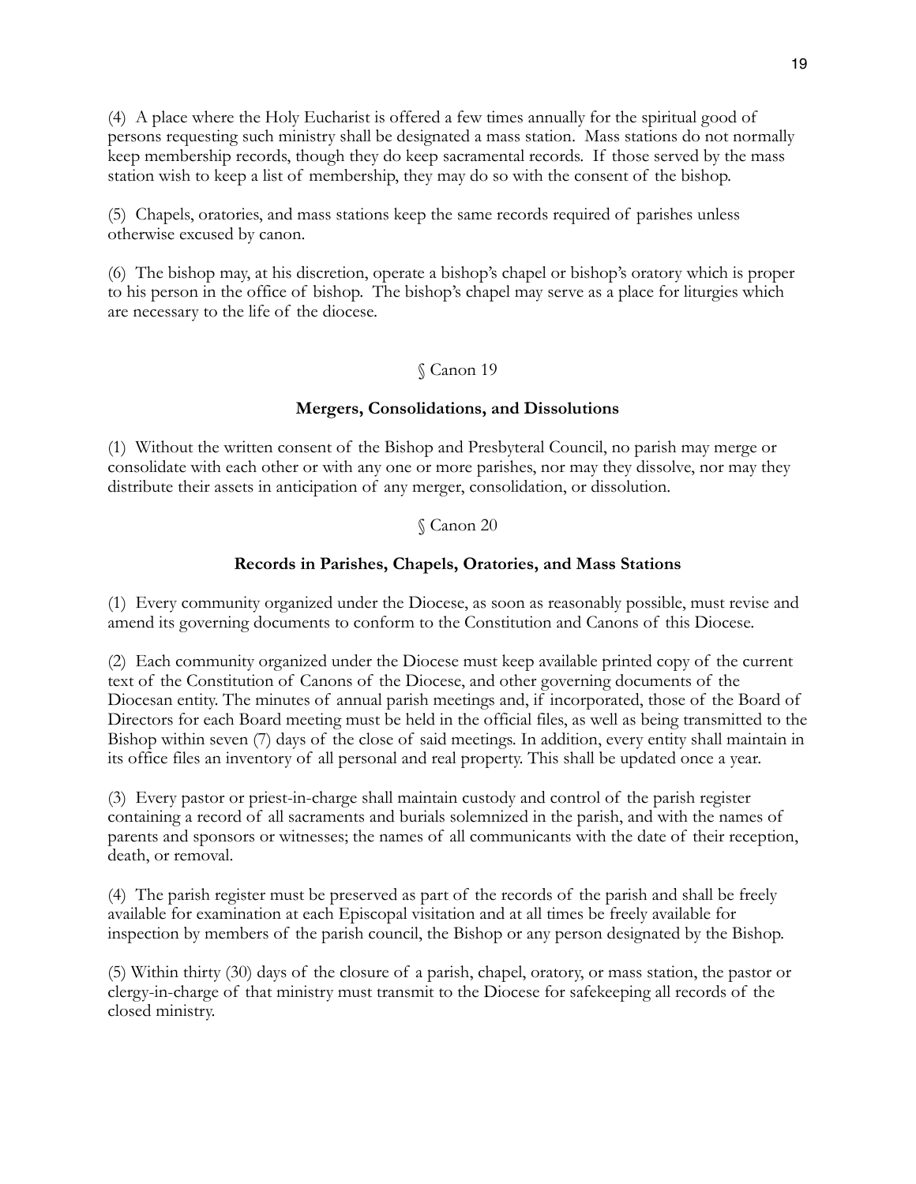(4) A place where the Holy Eucharist is offered a few times annually for the spiritual good of persons requesting such ministry shall be designated a mass station. Mass stations do not normally keep membership records, though they do keep sacramental records. If those served by the mass station wish to keep a list of membership, they may do so with the consent of the bishop.

(5) Chapels, oratories, and mass stations keep the same records required of parishes unless otherwise excused by canon.

(6) The bishop may, at his discretion, operate a bishop's chapel or bishop's oratory which is proper to his person in the office of bishop. The bishop's chapel may serve as a place for liturgies which are necessary to the life of the diocese.

§ Canon 19

**Mergers, Consolidations, and Dissolutions**

(1) Without the written consent of the Bishop and Presbyteral Council, no parish may merge or consolidate with each other or with any one or more parishes, nor may they dissolve, nor may they distribute their assets in anticipation of any merger, consolidation, or dissolution.

§ Canon 20

**Records in Parishes, Chapels, Oratories, and Mass Stations**

(1) Every community organized under the Diocese, as soon as reasonably possible, must revise and amend its governing documents to conform to the Constitution and Canons of this Diocese.

(2) Each community organized under the Diocese must keep available printed copy of the current text of the Constitution of Canons of the Diocese, and other governing documents of the Diocesan entity. The minutes of annual parish meetings and, if incorporated, those of the Board of Directors for each Board meeting must be held in the official files, as well as being transmitted to the Bishop within seven (7) days of the close of said meetings. In addition, every entity shall maintain in its office files an inventory of all personal and real property. This shall be updated once a year.

(3) Every pastor or priest-in-charge shall maintain custody and control of the parish register containing a record of all sacraments and burials solemnized in the parish, and with the names of parents and sponsors or witnesses; the names of all communicants with the date of their reception, death, or removal.

(4) The parish register must be preserved as part of the records of the parish and shall be freely available for examination at each Episcopal visitation and at all times be freely available for inspection by members of the parish council, the Bishop or any person designated by the Bishop.

(5) Within thirty (30) days of the closure of a parish, chapel, oratory, or mass station, the pastor or clergy-in-charge of that ministry must transmit to the Diocese for safekeeping all records of the closed ministry.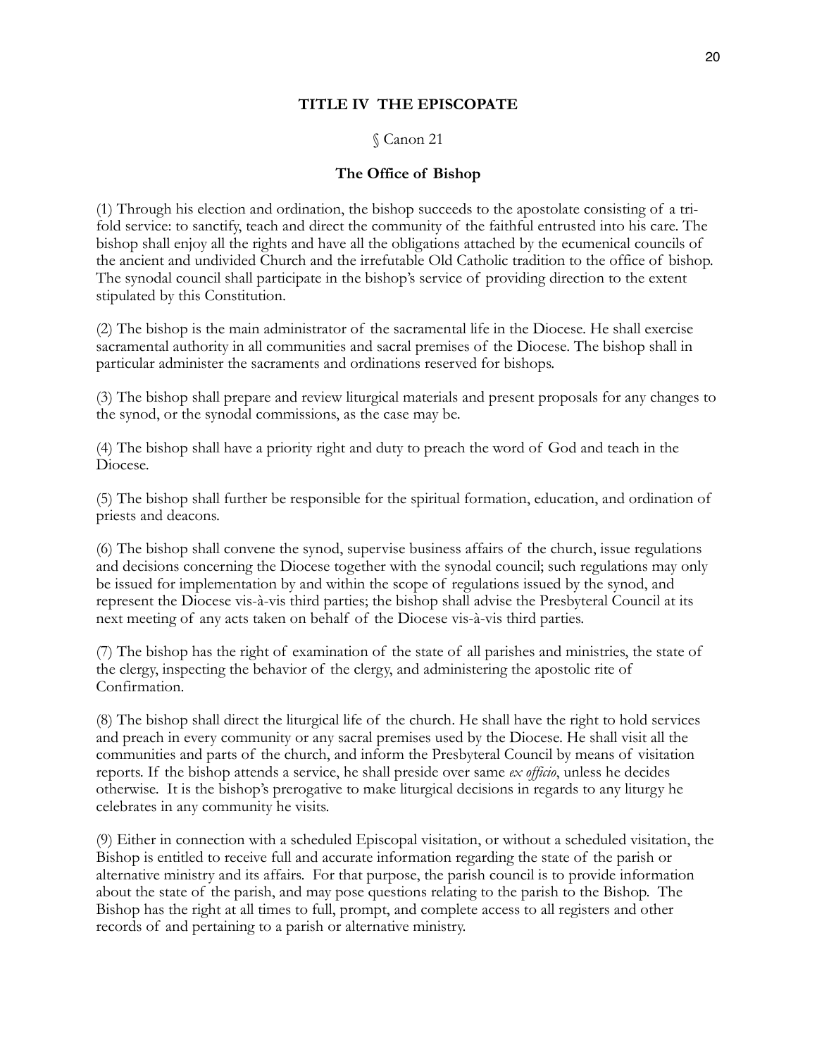## TITLE IV THE EPISCOPATE

§ Canon 21

### The Office of Bishop

(1) Through his election and ordination, the bishop succeeds to the apostolate consisting of a tri-fold service: to sanctify, teach and direct the community of the faithful entrusted into his care. The bishop shall enjoy all the rights and have all the obligations attached by the ecumenical councils of the ancient and undivided Church and the irrefutable Old Catholic tradition to the office of bishop. The synodal council shall participate in the bishop's service of providing direction to the extent stipulated by this Constitution.

(2) The bishop is the main administrator of the sacramental life in the Diocese. He shall exercise sacramental authority in all communities and sacral premises of the Diocese. The bishop shall in particular administer the sacraments and ordinations reserved for bishops.

(3) The bishop shall prepare and review liturgical materials and present proposals for any changes to the synod, or the synodal commissions, as the case may be.

(4) The bishop shall have a priority right and duty to preach the word of God and teach in the Diocese.

(5) The bishop shall further be responsible for the spiritual formation, education, and ordination of priests and deacons.

(6) The bishop shall convene the synod, supervise business affairs of the church, issue regulations and decisions concerning the Diocese together with the synodal council; such regulations may only be issued for implementation by and within the scope of regulations issued by the synod, and represent the Diocese vis-à-vis third parties; the bishop shall advise the Presbyteral Council at its next meeting of any acts taken on behalf of the Diocese vis-à-vis third parties.

(7) The bishop has the right of examination of the state of all parishes and ministries, the state of the clergy, inspecting the behavior of the clergy, and administering the apostolic rite of Confirmation.

(8) The bishop shall direct the liturgical life of the church. He shall have the right to hold services and preach in every community or any sacral premises used by the Diocese. He shall visit all the communities and parts of the church, and inform the Presbyteral Council by means of visitation reports. If the bishop attends a service, he shall preside over same *ex officio*, unless he decides otherwise. It is the bishop's prerogative to make liturgical decisions in regards to any liturgy he celebrates in any community he visits.

(9) Either in connection with a scheduled Episcopal visitation, or without a scheduled visitation, the Bishop is entitled to receive full and accurate information regarding the state of the parish or alternative ministry and its affairs. For that purpose, the parish council is to provide information about the state of the parish, and may pose questions relating to the parish to the Bishop. The Bishop has the right at all times to full, prompt, and complete access to all registers and other records of and pertaining to a parish or alternative ministry.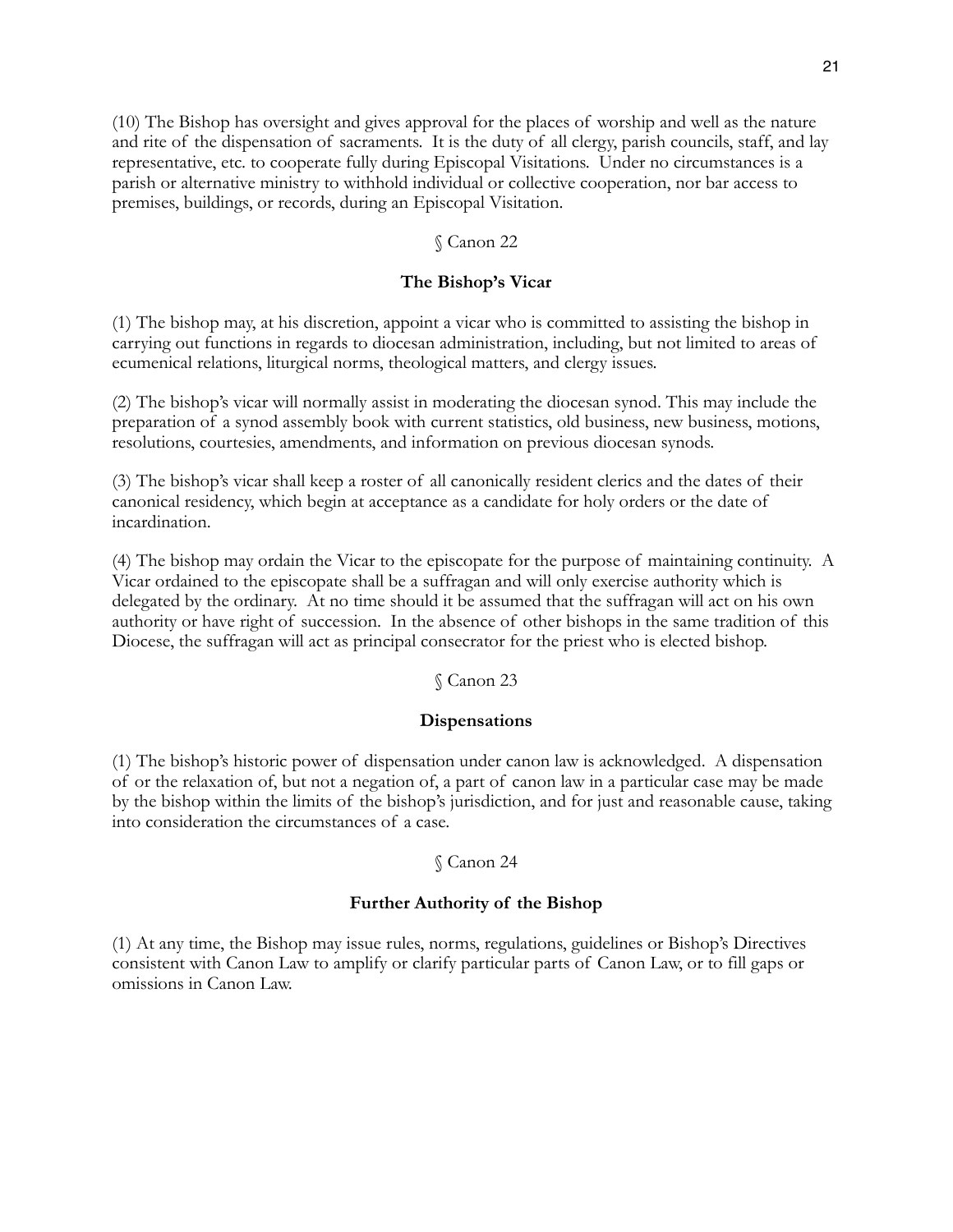(10) The Bishop has oversight and gives approval for the places of worship and well as the nature and rite of the dispensation of sacraments. It is the duty of all clergy, parish councils, staff, and lay representative, etc. to cooperate fully during Episcopal Visitations. Under no circumstances is a parish or alternative ministry to withhold individual or collective cooperation, nor bar access to premises, buildings, or records, during an Episcopal Visitation.

§ Canon 22

## The Bishop's Vicar

(1) The bishop may, at his discretion, appoint a vicar who is committed to assisting the bishop in carrying out functions in regards to diocesan administration, including, but not limited to areas of ecumenical relations, liturgical norms, theological matters, and clergy issues.

(2) The bishop's vicar will normally assist in moderating the diocesan synod. This may include the preparation of a synod assembly book with current statistics, old business, new business, motions, resolutions, courtesies, amendments, and information on previous diocesan synods.

(3) The bishop's vicar shall keep a roster of all canonically resident clerics and the dates of their canonical residency, which begin at acceptance as a candidate for holy orders or the date of incardination.

(4) The bishop may ordain the Vicar to the episcopate for the purpose of maintaining continuity. A Vicar ordained to the episcopate shall be a suffragan and will only exercise authority which is delegated by the ordinary. At no time should it be assumed that the suffragan will act on his own authority or have right of succession. In the absence of other bishops in the same tradition of this Diocese, the suffragan will act as principal consecrator for the priest who is elected bishop.

§ Canon 23

## Dispensations

(1) The bishop's historic power of dispensation under canon law is acknowledged. A dispensation of or the relaxation of, but not a negation of, a part of canon law in a particular case may be made by the bishop within the limits of the bishop's jurisdiction, and for just and reasonable cause, taking into consideration the circumstances of a case.

§ Canon 24

## Further Authority of the Bishop

(1) At any time, the Bishop may issue rules, norms, regulations, guidelines or Bishop's Directives consistent with Canon Law to amplify or clarify particular parts of Canon Law, or to fill gaps or omissions in Canon Law.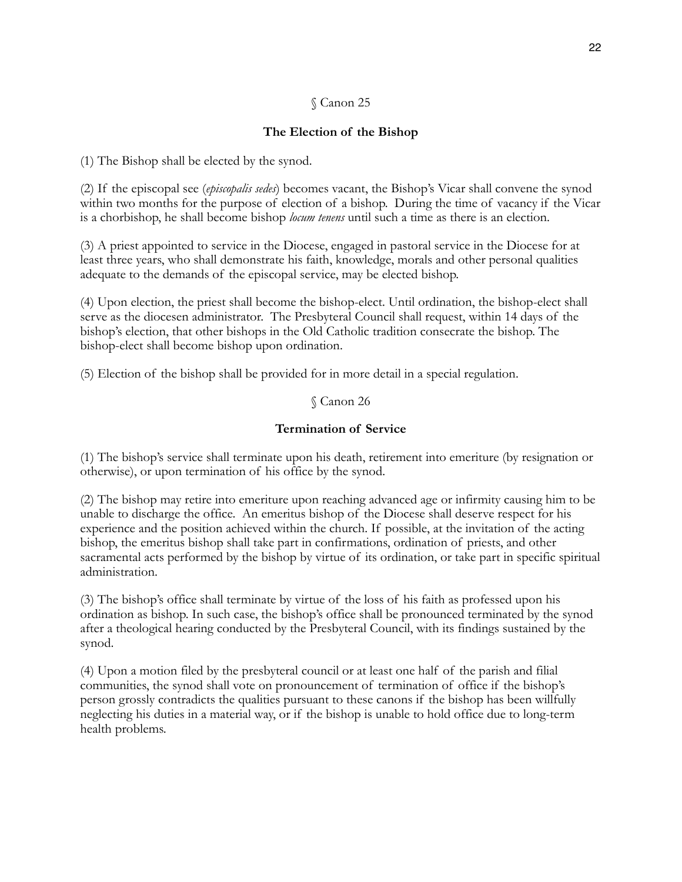§ Canon 25

## The Election of the Bishop

(1) The Bishop shall be elected by the synod.

(2) If the episcopal see (*episcopalis sedes*) becomes vacant, the Bishop's Vicar shall convene the synod within two months for the purpose of election of a bishop. During the time of vacancy if the Vicar is a chorbishop, he shall become bishop *locum tenens* until such a time as there is an election.

(3) A priest appointed to service in the Diocese, engaged in pastoral service in the Diocese for at least three years, who shall demonstrate his faith, knowledge, morals and other personal qualities adequate to the demands of the episcopal service, may be elected bishop.

(4) Upon election, the priest shall become the bishop-elect. Until ordination, the bishop-elect shall serve as the diocesen administrator. The Presbyteral Council shall request, within 14 days of the bishop's election, that other bishops in the Old Catholic tradition consecrate the bishop. The bishop-elect shall become bishop upon ordination.

(5) Election of the bishop shall be provided for in more detail in a special regulation.

§ Canon 26

## Termination of Service

(1) The bishop's service shall terminate upon his death, retirement into emeriture (by resignation or otherwise), or upon termination of his office by the synod.

(2) The bishop may retire into emeriture upon reaching advanced age or infirmity causing him to be unable to discharge the office. An emeritus bishop of the Diocese shall deserve respect for his experience and the position achieved within the church. If possible, at the invitation of the acting bishop, the emeritus bishop shall take part in confirmations, ordination of priests, and other sacramental acts performed by the bishop by virtue of its ordination, or take part in specific spiritual administration.

(3) The bishop's office shall terminate by virtue of the loss of his faith as professed upon his ordination as bishop. In such case, the bishop's office shall be pronounced terminated by the synod after a theological hearing conducted by the Presbyteral Council, with its findings sustained by the synod.

(4) Upon a motion filed by the presbyteral council or at least one half of the parish and filial communities, the synod shall vote on pronouncement of termination of office if the bishop's person grossly contradicts the qualities pursuant to these canons if the bishop has been willfully neglecting his duties in a material way, or if the bishop is unable to hold office due to long-term health problems.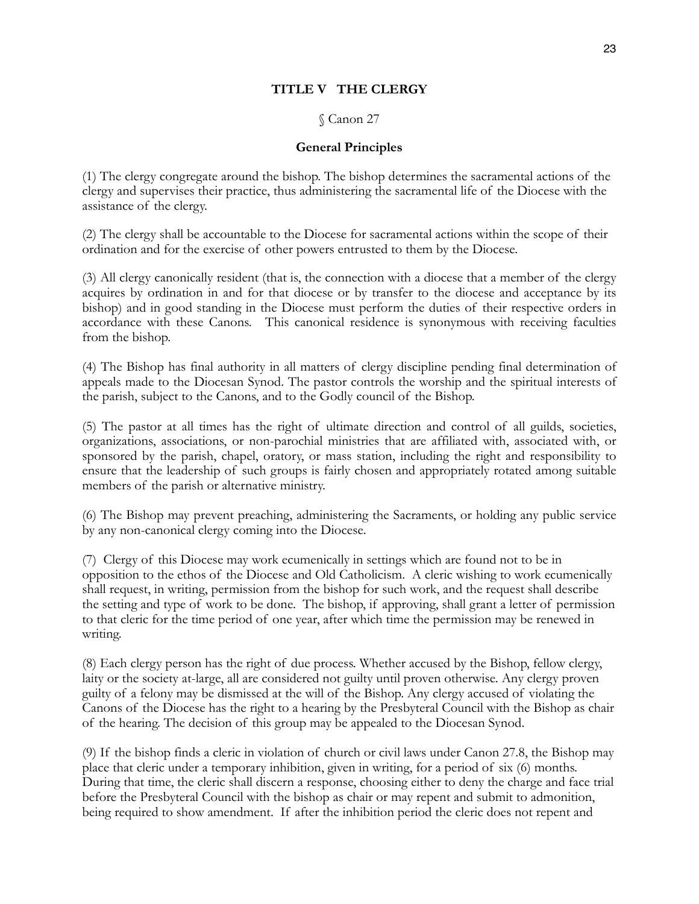## TITLE V THE CLERGY

§ Canon 27

### General Principles

(1) The clergy congregate around the bishop. The bishop determines the sacramental actions of the clergy and supervises their practice, thus administering the sacramental life of the Diocese with the assistance of the clergy.

(2) The clergy shall be accountable to the Diocese for sacramental actions within the scope of their ordination and for the exercise of other powers entrusted to them by the Diocese.

(3) All clergy canonically resident (that is, the connection with a diocese that a member of the clergy acquires by ordination in and for that diocese or by transfer to the diocese and acceptance by its bishop) and in good standing in the Diocese must perform the duties of their respective orders in accordance with these Canons. This canonical residence is synonymous with receiving faculties from the bishop.

(4) The Bishop has final authority in all matters of clergy discipline pending final determination of appeals made to the Diocesan Synod. The pastor controls the worship and the spiritual interests of the parish, subject to the Canons, and to the Godly council of the Bishop.

(5) The pastor at all times has the right of ultimate direction and control of all guilds, societies, organizations, associations, or non-parochial ministries that are affiliated with, associated with, or sponsored by the parish, chapel, oratory, or mass station, including the right and responsibility to ensure that the leadership of such groups is fairly chosen and appropriately rotated among suitable members of the parish or alternative ministry.

(6) The Bishop may prevent preaching, administering the Sacraments, or holding any public service by any non-canonical clergy coming into the Diocese.

(7) Clergy of this Diocese may work ecumenically in settings which are found not to be in opposition to the ethos of the Diocese and Old Catholicism. A cleric wishing to work ecumenically shall request, in writing, permission from the bishop for such work, and the request shall describe the setting and type of work to be done. The bishop, if approving, shall grant a letter of permission to that cleric for the time period of one year, after which time the permission may be renewed in writing.

(8) Each clergy person has the right of due process. Whether accused by the Bishop, fellow clergy, laity or the society at-large, all are considered not guilty until proven otherwise. Any clergy proven guilty of a felony may be dismissed at the will of the Bishop. Any clergy accused of violating the Canons of the Diocese has the right to a hearing by the Presbyteral Council with the Bishop as chair of the hearing. The decision of this group may be appealed to the Diocesan Synod.

(9) If the bishop finds a cleric in violation of church or civil laws under Canon 27.8, the Bishop may place that cleric under a temporary inhibition, given in writing, for a period of six (6) months. During that time, the cleric shall discern a response, choosing either to deny the charge and face trial before the Presbyteral Council with the bishop as chair or may repent and submit to admonition, being required to show amendment. If after the inhibition period the cleric does not repent and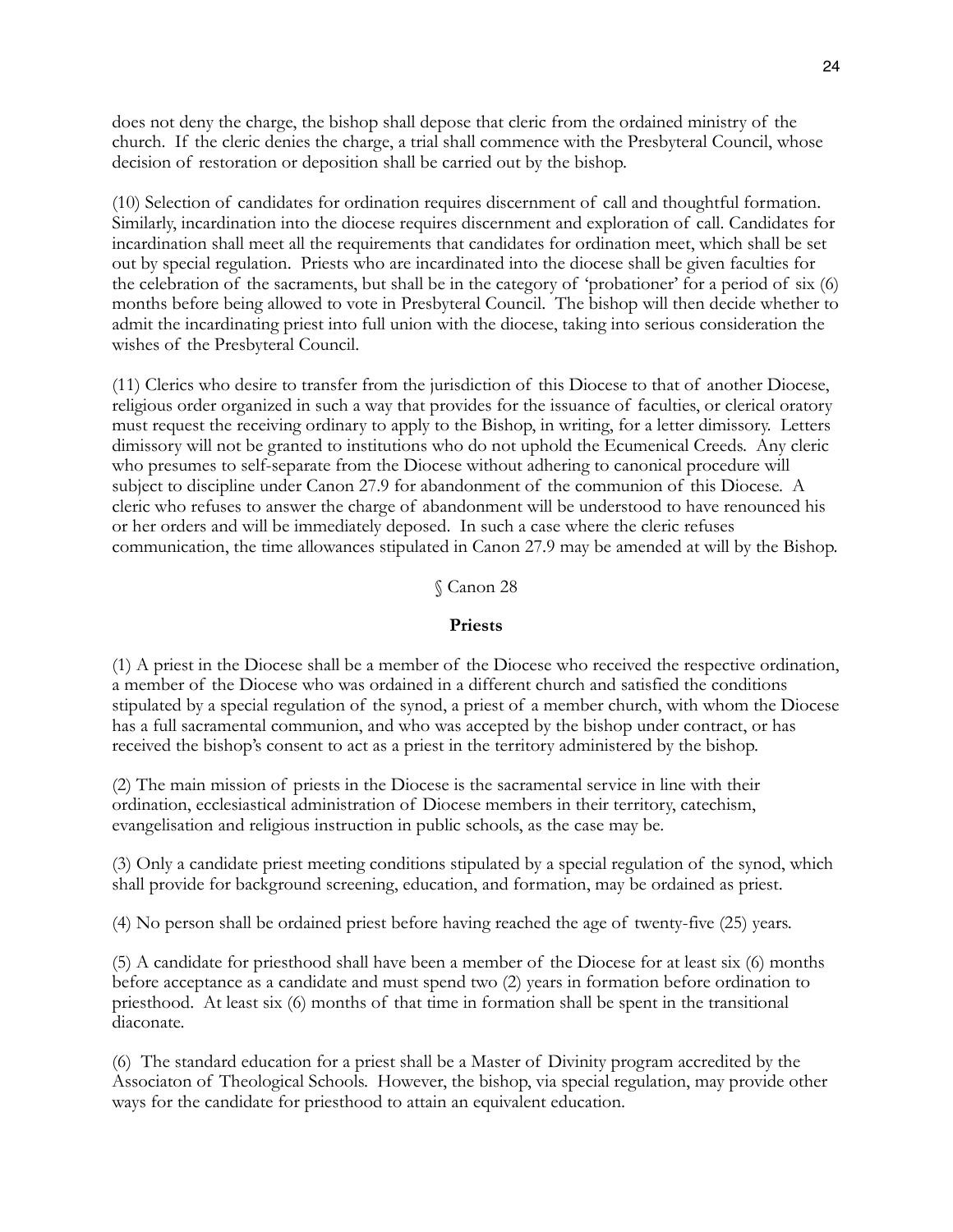does not deny the charge, the bishop shall depose that cleric from the ordained ministry of the church. If the cleric denies the charge, a trial shall commence with the Presbyteral Council, whose decision of restoration or deposition shall be carried out by the bishop.

(10) Selection of candidates for ordination requires discernment of call and thoughtful formation. Similarly, incardination into the diocese requires discernment and exploration of call. Candidates for incardination shall meet all the requirements that candidates for ordination meet, which shall be set out by special regulation. Priests who are incardinated into the diocese shall be given faculties for the celebration of the sacraments, but shall be in the category of 'probationer' for a period of six (6) months before being allowed to vote in Presbyteral Council. The bishop will then decide whether to admit the incardinating priest into full union with the diocese, taking into serious consideration the wishes of the Presbyteral Council.

(11) Clerics who desire to transfer from the jurisdiction of this Diocese to that of another Diocese, religious order organized in such a way that provides for the issuance of faculties, or clerical oratory must request the receiving ordinary to apply to the Bishop, in writing, for a letter dimissory. Letters dimissory will not be granted to institutions who do not uphold the Ecumenical Creeds. Any cleric who presumes to self-separate from the Diocese without adhering to canonical procedure will subject to discipline under Canon 27.9 for abandonment of the communion of this Diocese. A cleric who refuses to answer the charge of abandonment will be understood to have renounced his or her orders and will be immediately deposed. In such a case where the cleric refuses communication, the time allowances stipulated in Canon 27.9 may be amended at will by the Bishop.

§ Canon 28

## Priests

(1) A priest in the Diocese shall be a member of the Diocese who received the respective ordination, a member of the Diocese who was ordained in a different church and satisfied the conditions stipulated by a special regulation of the synod, a priest of a member church, with whom the Diocese has a full sacramental communion, and who was accepted by the bishop under contract, or has received the bishop's consent to act as a priest in the territory administered by the bishop.

(2) The main mission of priests in the Diocese is the sacramental service in line with their ordination, ecclesiastical administration of Diocese members in their territory, catechism, evangelisation and religious instruction in public schools, as the case may be.

(3) Only a candidate priest meeting conditions stipulated by a special regulation of the synod, which shall provide for background screening, education, and formation, may be ordained as priest.

(4) No person shall be ordained priest before having reached the age of twenty-five (25) years.

(5) A candidate for priesthood shall have been a member of the Diocese for at least six (6) months before acceptance as a candidate and must spend two (2) years in formation before ordination to priesthood. At least six (6) months of that time in formation shall be spent in the transitional diaconate.

(6) The standard education for a priest shall be a Master of Divinity program accredited by the Associaton of Theological Schools. However, the bishop, via special regulation, may provide other ways for the candidate for priesthood to attain an equivalent education.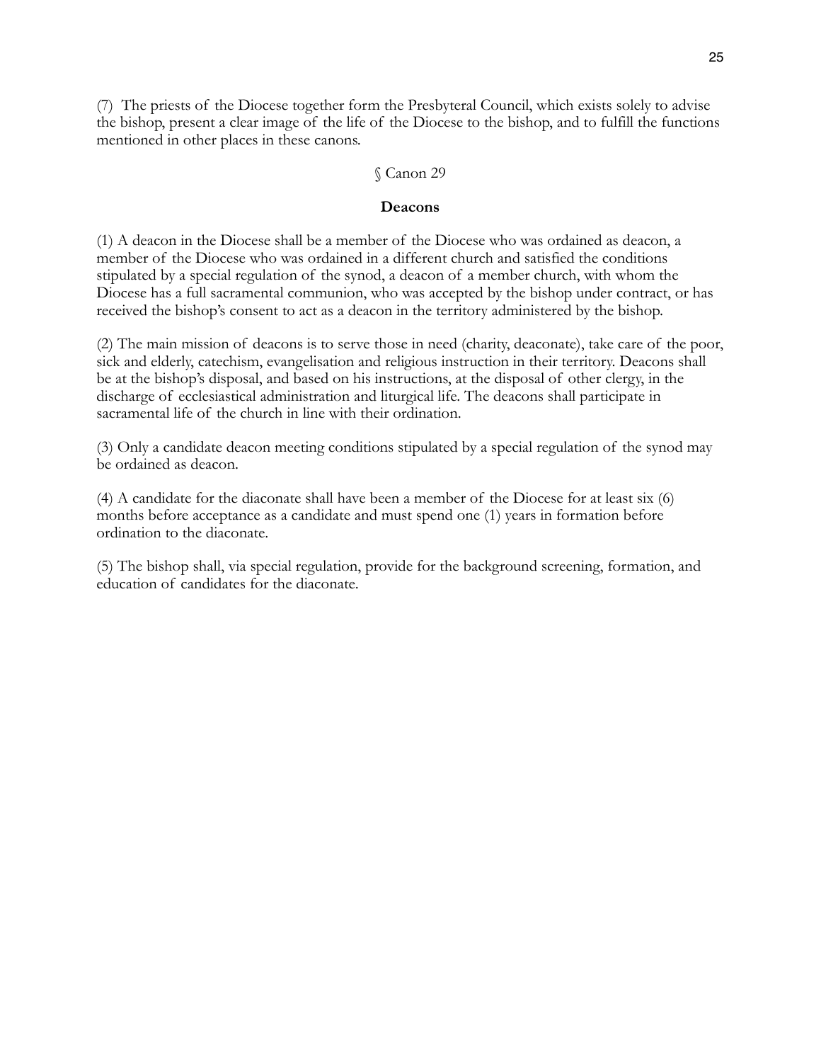(7) The priests of the Diocese together form the Presbyteral Council, which exists solely to advise the bishop, present a clear image of the life of the Diocese to the bishop, and to fulfill the functions mentioned in other places in these canons.

§ Canon 29

**Deacons**

(1) A deacon in the Diocese shall be a member of the Diocese who was ordained as deacon, a member of the Diocese who was ordained in a different church and satisfied the conditions stipulated by a special regulation of the synod, a deacon of a member church, with whom the Diocese has a full sacramental communion, who was accepted by the bishop under contract, or has received the bishop's consent to act as a deacon in the territory administered by the bishop.

(2) The main mission of deacons is to serve those in need (charity, deaconate), take care of the poor, sick and elderly, catechism, evangelisation and religious instruction in their territory. Deacons shall be at the bishop's disposal, and based on his instructions, at the disposal of other clergy, in the discharge of ecclesiastical administration and liturgical life. The deacons shall participate in sacramental life of the church in line with their ordination.

(3) Only a candidate deacon meeting conditions stipulated by a special regulation of the synod may be ordained as deacon.

(4) A candidate for the diaconate shall have been a member of the Diocese for at least six (6) months before acceptance as a candidate and must spend one (1) years in formation before ordination to the diaconate.

(5) The bishop shall, via special regulation, provide for the background screening, formation, and education of candidates for the diaconate.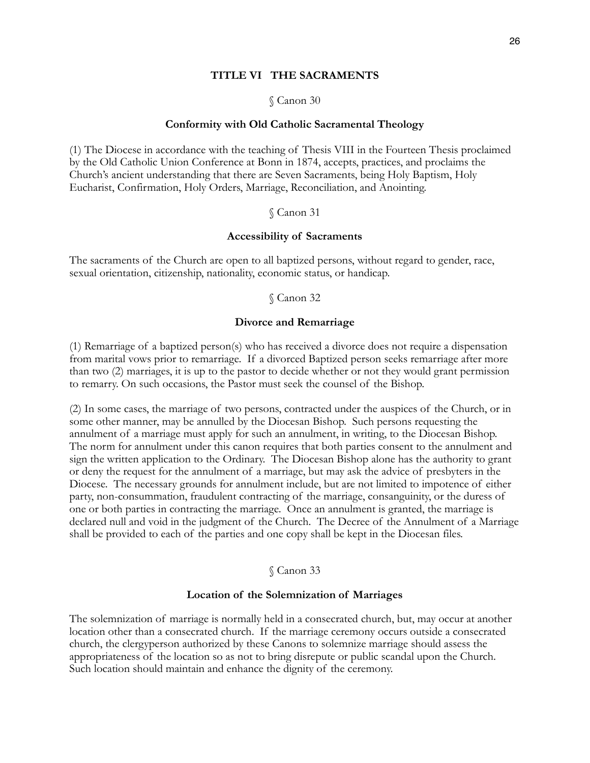## TITLE VI THE SACRAMENTS

§ Canon 30

### Conformity with Old Catholic Sacramental Theology

(1) The Diocese in accordance with the teaching of Thesis VIII in the Fourteen Thesis proclaimed by the Old Catholic Union Conference at Bonn in 1874, accepts, practices, and proclaims the Church's ancient understanding that there are Seven Sacraments, being Holy Baptism, Holy Eucharist, Confirmation, Holy Orders, Marriage, Reconciliation, and Anointing.

§ Canon 31

### Accessibility of Sacraments

The sacraments of the Church are open to all baptized persons, without regard to gender, race, sexual orientation, citizenship, nationality, economic status, or handicap.

§ Canon 32

### Divorce and Remarriage

(1) Remarriage of a baptized person(s) who has received a divorce does not require a dispensation from marital vows prior to remarriage. If a divorced Baptized person seeks remarriage after more than two (2) marriages, it is up to the pastor to decide whether or not they would grant permission to remarry. On such occasions, the Pastor must seek the counsel of the Bishop.

(2) In some cases, the marriage of two persons, contracted under the auspices of the Church, or in some other manner, may be annulled by the Diocesan Bishop. Such persons requesting the annulment of a marriage must apply for such an annulment, in writing, to the Diocesan Bishop. The norm for annulment under this canon requires that both parties consent to the annulment and sign the written application to the Ordinary. The Diocesan Bishop alone has the authority to grant or deny the request for the annulment of a marriage, but may ask the advice of presbyters in the Diocese. The necessary grounds for annulment include, but are not limited to impotence of either party, non-consummation, fraudulent contracting of the marriage, consanguinity, or the duress of one or both parties in contracting the marriage. Once an annulment is granted, the marriage is declared null and void in the judgment of the Church. The Decree of the Annulment of a Marriage shall be provided to each of the parties and one copy shall be kept in the Diocesan files.

§ Canon 33

### Location of the Solemnization of Marriages

The solemnization of marriage is normally held in a consecrated church, but, may occur at another location other than a consecrated church. If the marriage ceremony occurs outside a consecrated church, the clergyperson authorized by these Canons to solemnize marriage should assess the appropriateness of the location so as not to bring disrepute or public scandal upon the Church. Such location should maintain and enhance the dignity of the ceremony.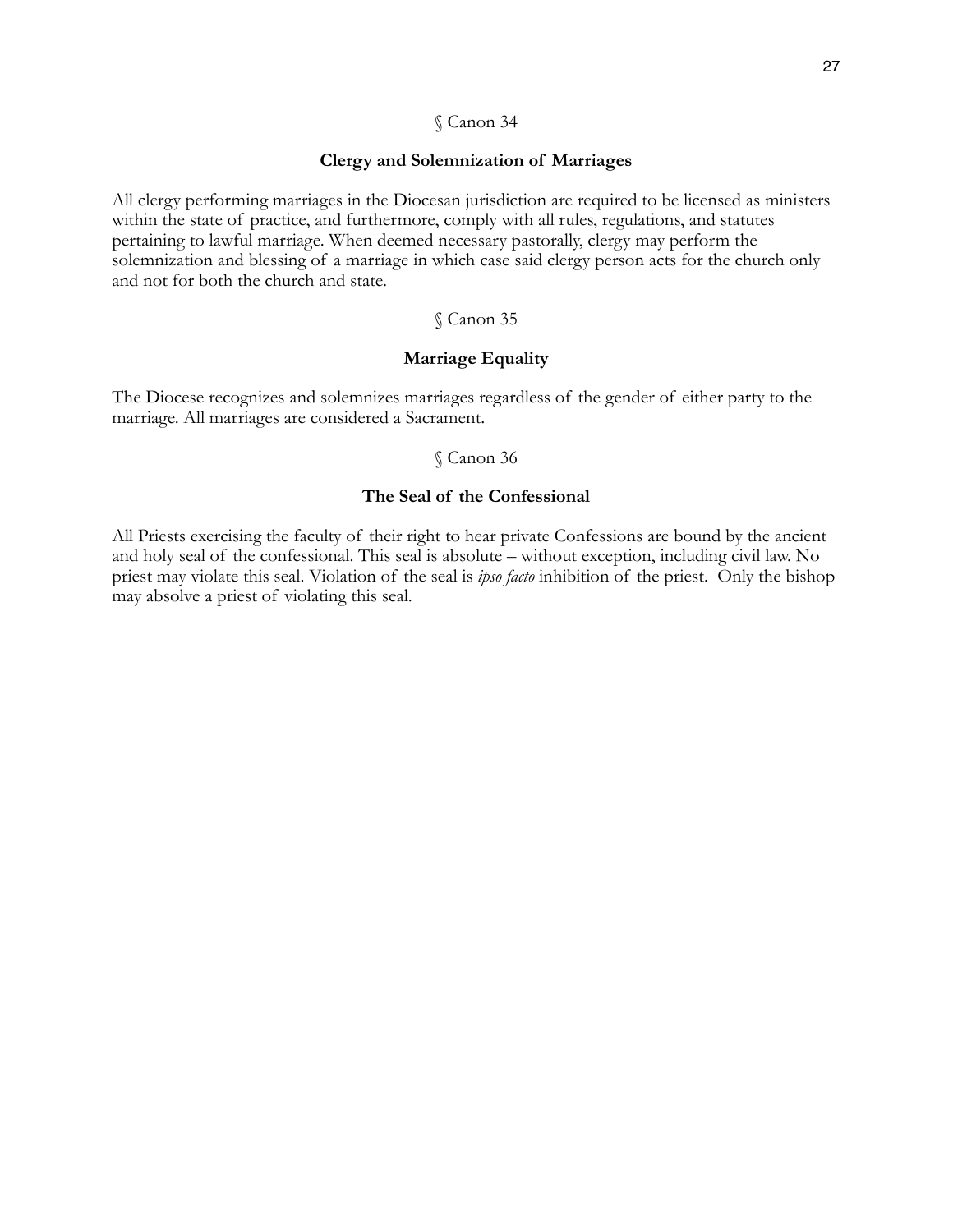§ Canon 34

## Clergy and Solemnization of Marriages

All clergy performing marriages in the Diocesan jurisdiction are required to be licensed as ministers within the state of practice, and furthermore, comply with all rules, regulations, and statutes pertaining to lawful marriage. When deemed necessary pastorally, clergy may perform the solemnization and blessing of a marriage in which case said clergy person acts for the church only and not for both the church and state.

§ Canon 35

## Marriage Equality

The Diocese recognizes and solemnizes marriages regardless of the gender of either party to the marriage. All marriages are considered a Sacrament.

§ Canon 36

## The Seal of the Confessional

All Priests exercising the faculty of their right to hear private Confessions are bound by the ancient and holy seal of the confessional. This seal is absolute – without exception, including civil law. No priest may violate this seal. Violation of the seal is *ipso facto* inhibition of the priest. Only the bishop may absolve a priest of violating this seal.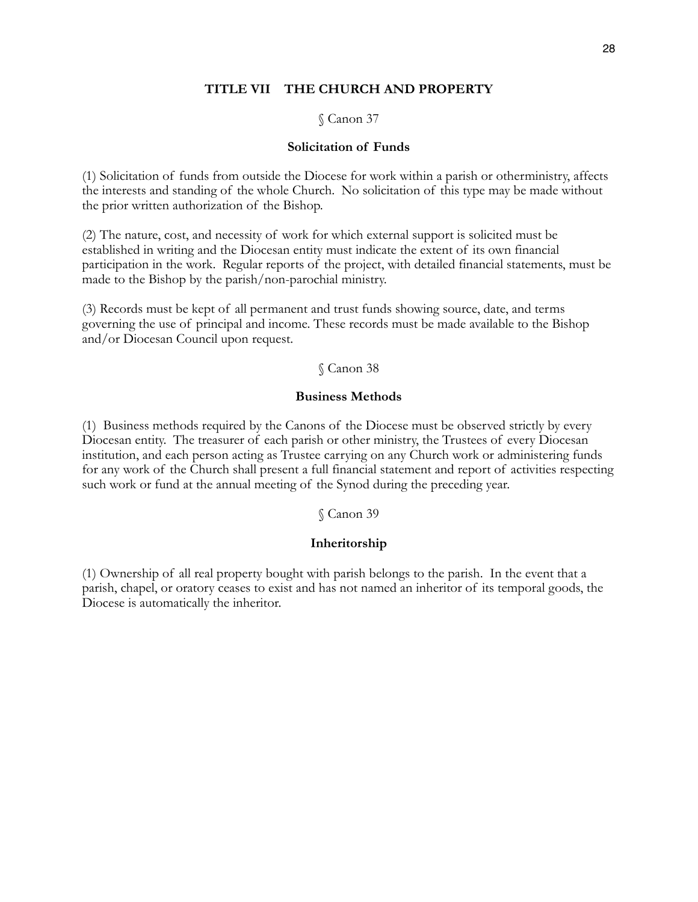## TITLE VII THE CHURCH AND PROPERTY

§ Canon 37

### Solicitation of Funds

(1) Solicitation of funds from outside the Diocese for work within a parish or otherministry, affects the interests and standing of the whole Church. No solicitation of this type may be made without the prior written authorization of the Bishop.

(2) The nature, cost, and necessity of work for which external support is solicited must be established in writing and the Diocesan entity must indicate the extent of its own financial participation in the work. Regular reports of the project, with detailed financial statements, must be made to the Bishop by the parish/non-parochial ministry.

(3) Records must be kept of all permanent and trust funds showing source, date, and terms governing the use of principal and income. These records must be made available to the Bishop and/or Diocesan Council upon request.

§ Canon 38

### Business Methods

(1) Business methods required by the Canons of the Diocese must be observed strictly by every Diocesan entity. The treasurer of each parish or other ministry, the Trustees of every Diocesan institution, and each person acting as Trustee carrying on any Church work or administering funds for any work of the Church shall present a full financial statement and report of activities respecting such work or fund at the annual meeting of the Synod during the preceding year.

§ Canon 39

### Inheritorship

(1) Ownership of all real property bought with parish belongs to the parish. In the event that a parish, chapel, or oratory ceases to exist and has not named an inheritor of its temporal goods, the Diocese is automatically the inheritor.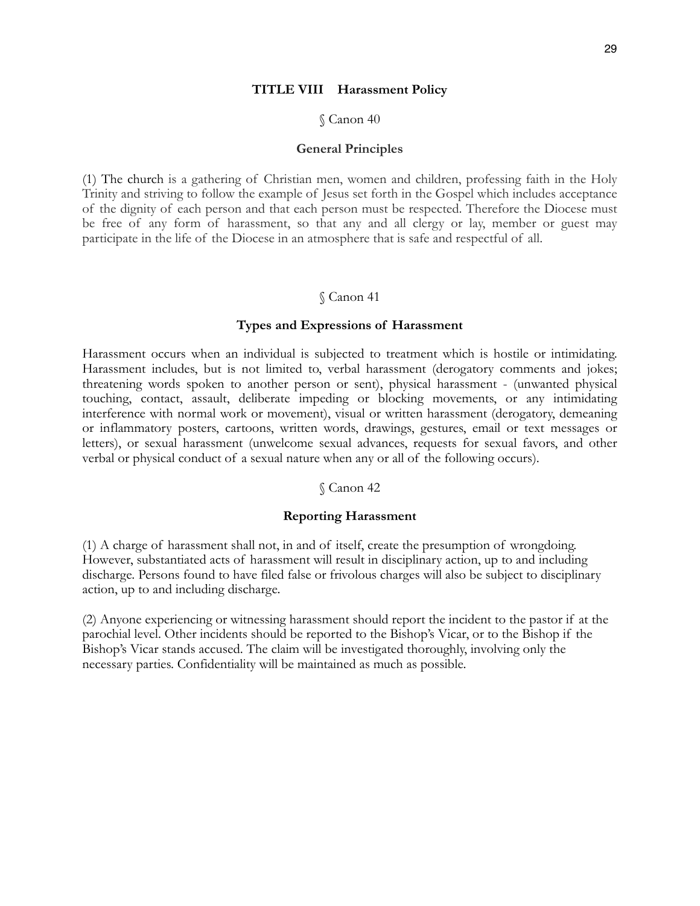## TITLE VIII Harassment Policy

### § Canon 40

### General Principles

(1) The church is a gathering of Christian men, women and children, professing faith in the Holy Trinity and striving to follow the example of Jesus set forth in the Gospel which includes acceptance of the dignity of each person and that each person must be respected. Therefore the Diocese must be free of any form of harassment, so that any and all clergy or lay, member or guest may participate in the life of the Diocese in an atmosphere that is safe and respectful of all.

### § Canon 41

### Types and Expressions of Harassment

Harassment occurs when an individual is subjected to treatment which is hostile or intimidating. Harassment includes, but is not limited to, verbal harassment (derogatory comments and jokes; threatening words spoken to another person or sent), physical harassment - (unwanted physical touching, contact, assault, deliberate impeding or blocking movements, or any intimidating interference with normal work or movement), visual or written harassment (derogatory, demeaning or inflammatory posters, cartoons, written words, drawings, gestures, email or text messages or letters), or sexual harassment (unwelcome sexual advances, requests for sexual favors, and other verbal or physical conduct of a sexual nature when any or all of the following occurs).

### § Canon 42

### Reporting Harassment

(1) A charge of harassment shall not, in and of itself, create the presumption of wrongdoing. However, substantiated acts of harassment will result in disciplinary action, up to and including discharge. Persons found to have filed false or frivolous charges will also be subject to disciplinary action, up to and including discharge.

(2) Anyone experiencing or witnessing harassment should report the incident to the pastor if at the parochial level. Other incidents should be reported to the Bishop's Vicar, or to the Bishop if the Bishop's Vicar stands accused. The claim will be investigated thoroughly, involving only the necessary parties. Confidentiality will be maintained as much as possible.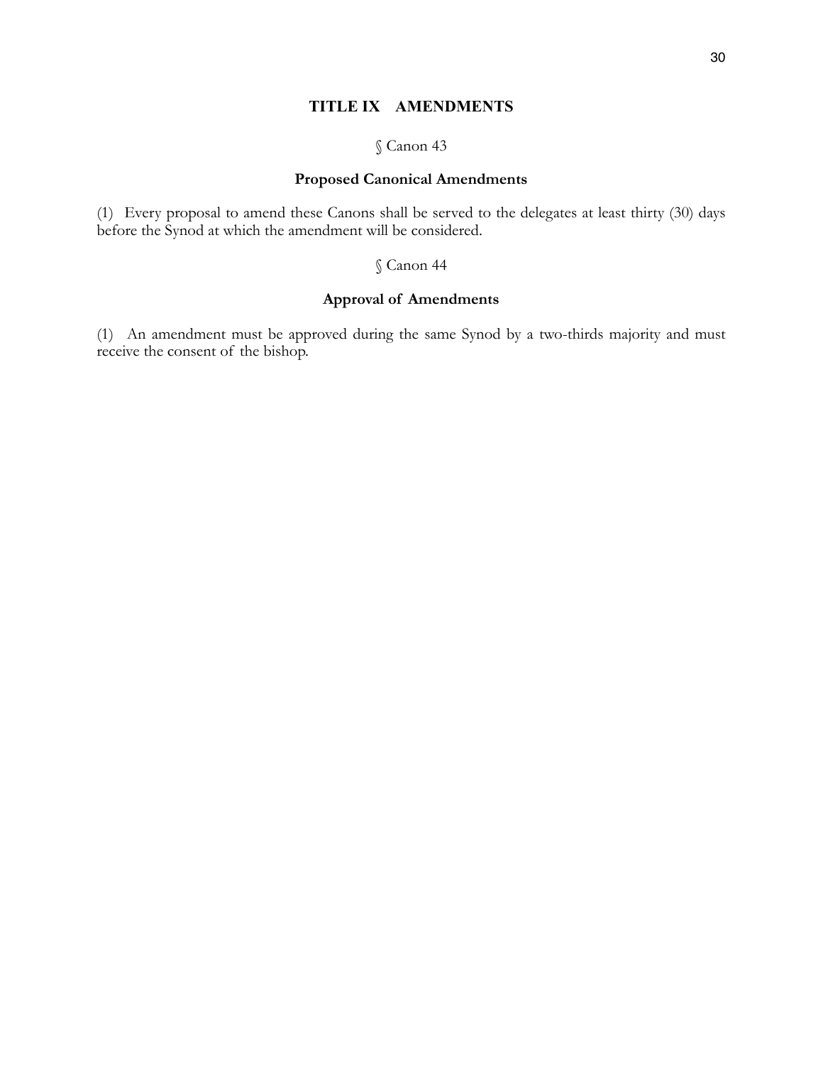## TITLE IX AMENDMENTS

§ Canon 43

### Proposed Canonical Amendments

(1) Every proposal to amend these Canons shall be served to the delegates at least thirty (30) days before the Synod at which the amendment will be considered.

§ Canon 44

### Approval of Amendments

(1) An amendment must be approved during the same Synod by a two-thirds majority and must receive the consent of the bishop.